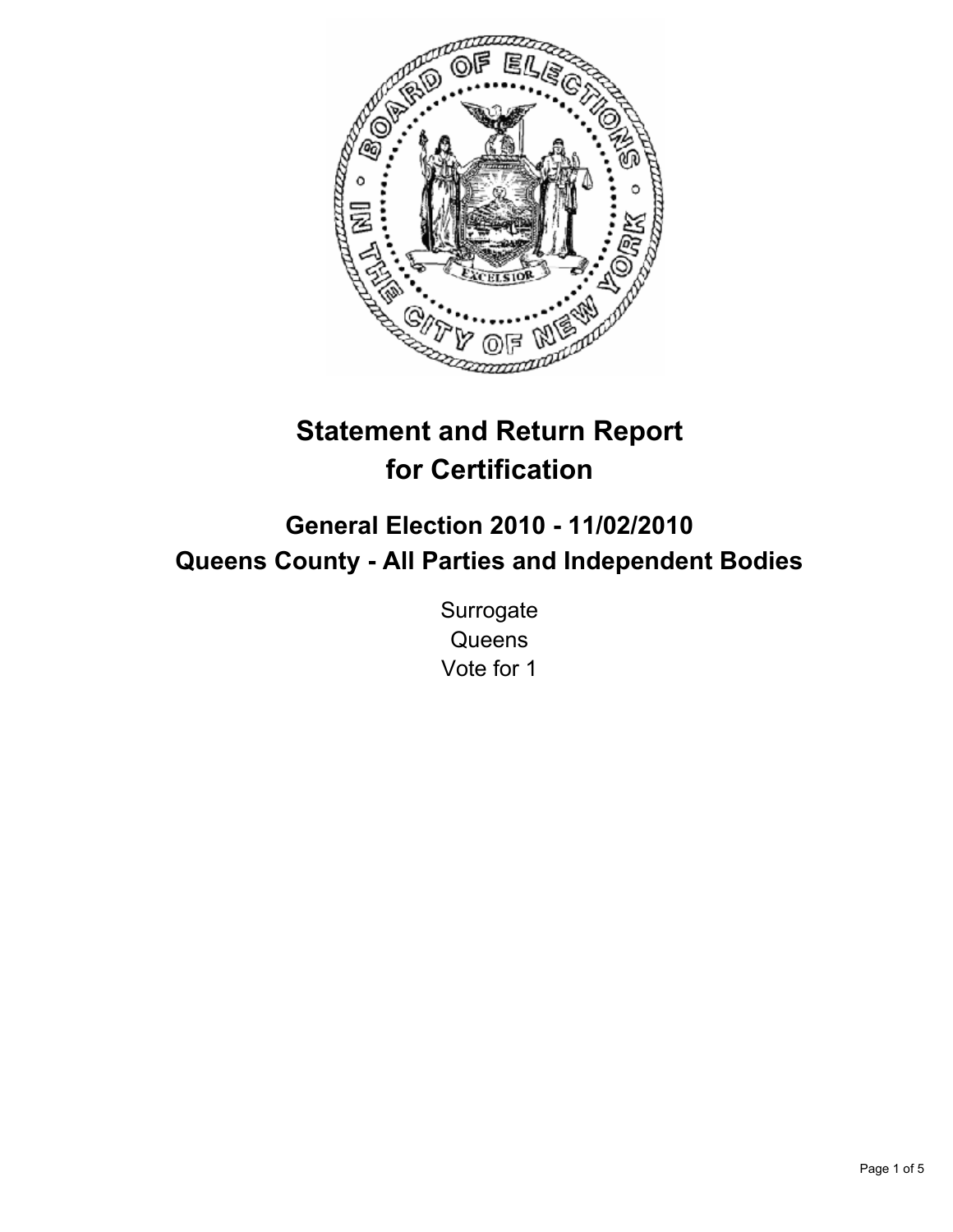# Statement and Return Report for Certification

## General Election 2010 - 11/02/2010
## Queens County - All Parties and Independent Bodies

Surrogate
Queens
Vote for 1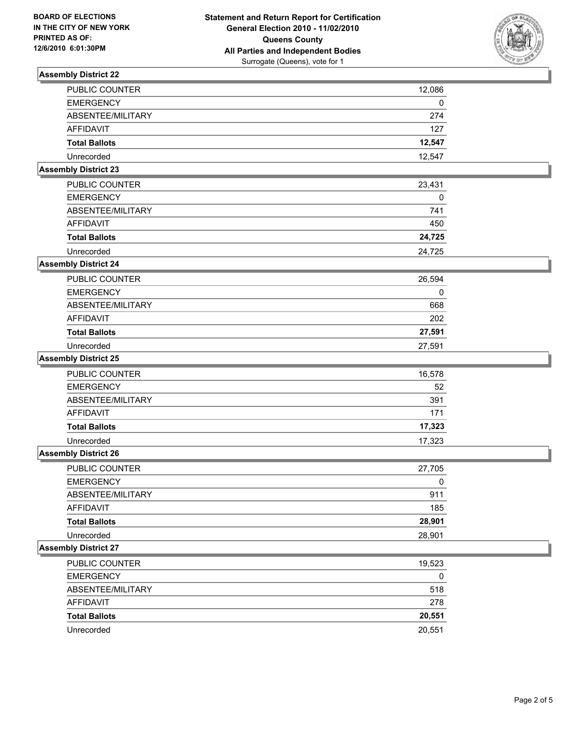## Assembly District 22

| | |
|---|---|
| PUBLIC COUNTER | 12,086 |
| EMERGENCY | 0 |
| ABSENTEE/MILITARY | 274 |
| AFFIDAVIT | 127 |
| **Total Ballots** | **12,547** |
| Unrecorded | 12,547 |

## Assembly District 23

| | |
|---|---|
| PUBLIC COUNTER | 23,431 |
| EMERGENCY | 0 |
| ABSENTEE/MILITARY | 741 |
| AFFIDAVIT | 450 |
| **Total Ballots** | **24,725** |
| Unrecorded | 24,725 |

## Assembly District 24

| | |
|---|---|
| PUBLIC COUNTER | 26,594 |
| EMERGENCY | 0 |
| ABSENTEE/MILITARY | 668 |
| AFFIDAVIT | 202 |
| **Total Ballots** | **27,591** |
| Unrecorded | 27,591 |

## Assembly District 25

| | |
|---|---|
| PUBLIC COUNTER | 16,578 |
| EMERGENCY | 52 |
| ABSENTEE/MILITARY | 391 |
| AFFIDAVIT | 171 |
| **Total Ballots** | **17,323** |
| Unrecorded | 17,323 |

## Assembly District 26

| | |
|---|---|
| PUBLIC COUNTER | 27,705 |
| EMERGENCY | 0 |
| ABSENTEE/MILITARY | 911 |
| AFFIDAVIT | 185 |
| **Total Ballots** | **28,901** |
| Unrecorded | 28,901 |

## Assembly District 27

| | |
|---|---|
| PUBLIC COUNTER | 19,523 |
| EMERGENCY | 0 |
| ABSENTEE/MILITARY | 518 |
| AFFIDAVIT | 278 |
| **Total Ballots** | **20,551** |
| Unrecorded | 20,551 |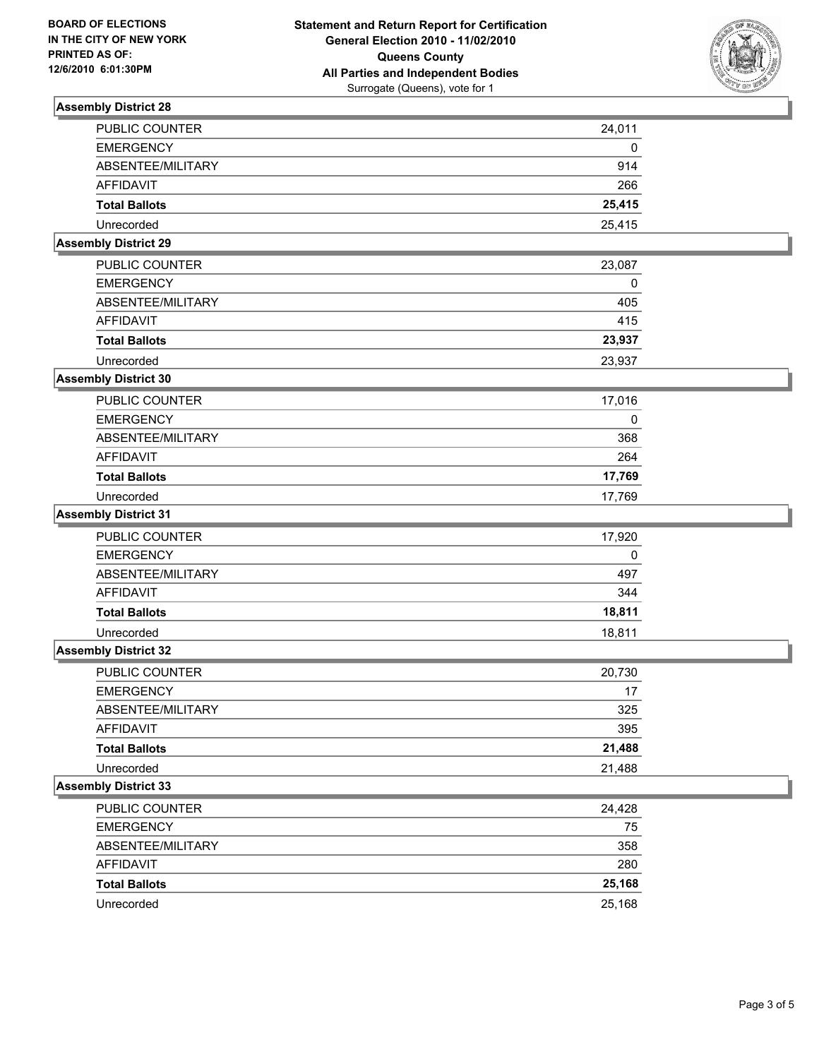**BOARD OF ELECTIONS IN THE CITY OF NEW YORK PRINTED AS OF: 12/6/2010 6:01:30PM**

**Statement and Return Report for Certification**
**General Election 2010 - 11/02/2010**
**Queens County**
**All Parties and Independent Bodies**
Surrogate (Queens), vote for 1

### Assembly District 28

| | |
|---|---|
| PUBLIC COUNTER | 24,011 |
| EMERGENCY | 0 |
| ABSENTEE/MILITARY | 914 |
| AFFIDAVIT | 266 |
| **Total Ballots** | **25,415** |
| Unrecorded | 25,415 |

### Assembly District 29

| | |
|---|---|
| PUBLIC COUNTER | 23,087 |
| EMERGENCY | 0 |
| ABSENTEE/MILITARY | 405 |
| AFFIDAVIT | 415 |
| **Total Ballots** | **23,937** |
| Unrecorded | 23,937 |

### Assembly District 30

| | |
|---|---|
| PUBLIC COUNTER | 17,016 |
| EMERGENCY | 0 |
| ABSENTEE/MILITARY | 368 |
| AFFIDAVIT | 264 |
| **Total Ballots** | **17,769** |
| Unrecorded | 17,769 |

### Assembly District 31

| | |
|---|---|
| PUBLIC COUNTER | 17,920 |
| EMERGENCY | 0 |
| ABSENTEE/MILITARY | 497 |
| AFFIDAVIT | 344 |
| **Total Ballots** | **18,811** |
| Unrecorded | 18,811 |

### Assembly District 32

| | |
|---|---|
| PUBLIC COUNTER | 20,730 |
| EMERGENCY | 17 |
| ABSENTEE/MILITARY | 325 |
| AFFIDAVIT | 395 |
| **Total Ballots** | **21,488** |
| Unrecorded | 21,488 |

### Assembly District 33

| | |
|---|---|
| PUBLIC COUNTER | 24,428 |
| EMERGENCY | 75 |
| ABSENTEE/MILITARY | 358 |
| AFFIDAVIT | 280 |
| **Total Ballots** | **25,168** |
| Unrecorded | 25,168 |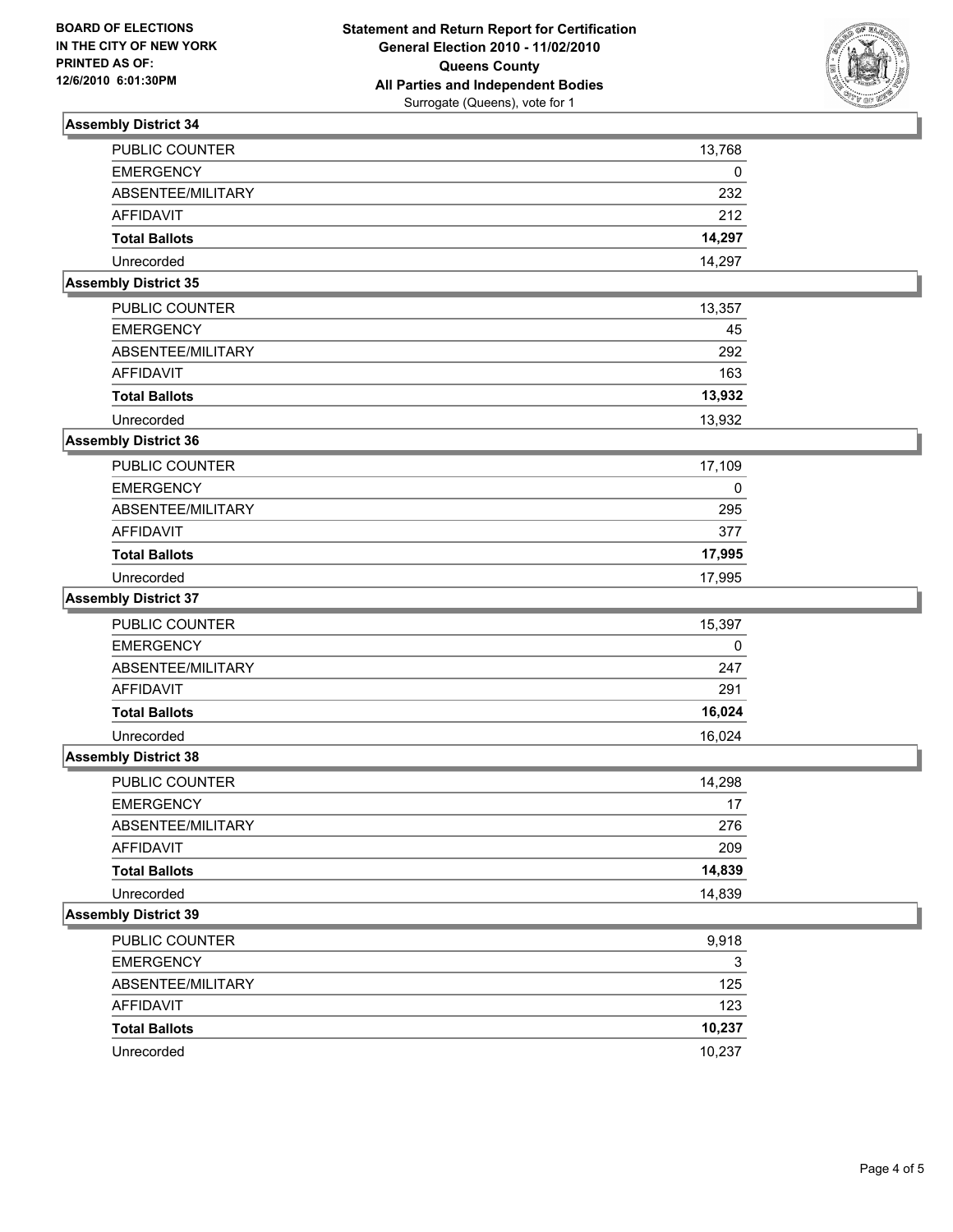**BOARD OF ELECTIONS IN THE CITY OF NEW YORK PRINTED AS OF: 12/6/2010 6:01:30PM**

**Statement and Return Report for Certification General Election 2010 - 11/02/2010 Queens County All Parties and Independent Bodies**
Surrogate (Queens), vote for 1

### Assembly District 34

| | |
|---|---|
| PUBLIC COUNTER | 13,768 |
| EMERGENCY | 0 |
| ABSENTEE/MILITARY | 232 |
| AFFIDAVIT | 212 |
| **Total Ballots** | **14,297** |
| Unrecorded | 14,297 |

### Assembly District 35

| | |
|---|---|
| PUBLIC COUNTER | 13,357 |
| EMERGENCY | 45 |
| ABSENTEE/MILITARY | 292 |
| AFFIDAVIT | 163 |
| **Total Ballots** | **13,932** |
| Unrecorded | 13,932 |

### Assembly District 36

| | |
|---|---|
| PUBLIC COUNTER | 17,109 |
| EMERGENCY | 0 |
| ABSENTEE/MILITARY | 295 |
| AFFIDAVIT | 377 |
| **Total Ballots** | **17,995** |
| Unrecorded | 17,995 |

### Assembly District 37

| | |
|---|---|
| PUBLIC COUNTER | 15,397 |
| EMERGENCY | 0 |
| ABSENTEE/MILITARY | 247 |
| AFFIDAVIT | 291 |
| **Total Ballots** | **16,024** |
| Unrecorded | 16,024 |

### Assembly District 38

| | |
|---|---|
| PUBLIC COUNTER | 14,298 |
| EMERGENCY | 17 |
| ABSENTEE/MILITARY | 276 |
| AFFIDAVIT | 209 |
| **Total Ballots** | **14,839** |
| Unrecorded | 14,839 |

### Assembly District 39

| | |
|---|---|
| PUBLIC COUNTER | 9,918 |
| EMERGENCY | 3 |
| ABSENTEE/MILITARY | 125 |
| AFFIDAVIT | 123 |
| **Total Ballots** | **10,237** |
| Unrecorded | 10,237 |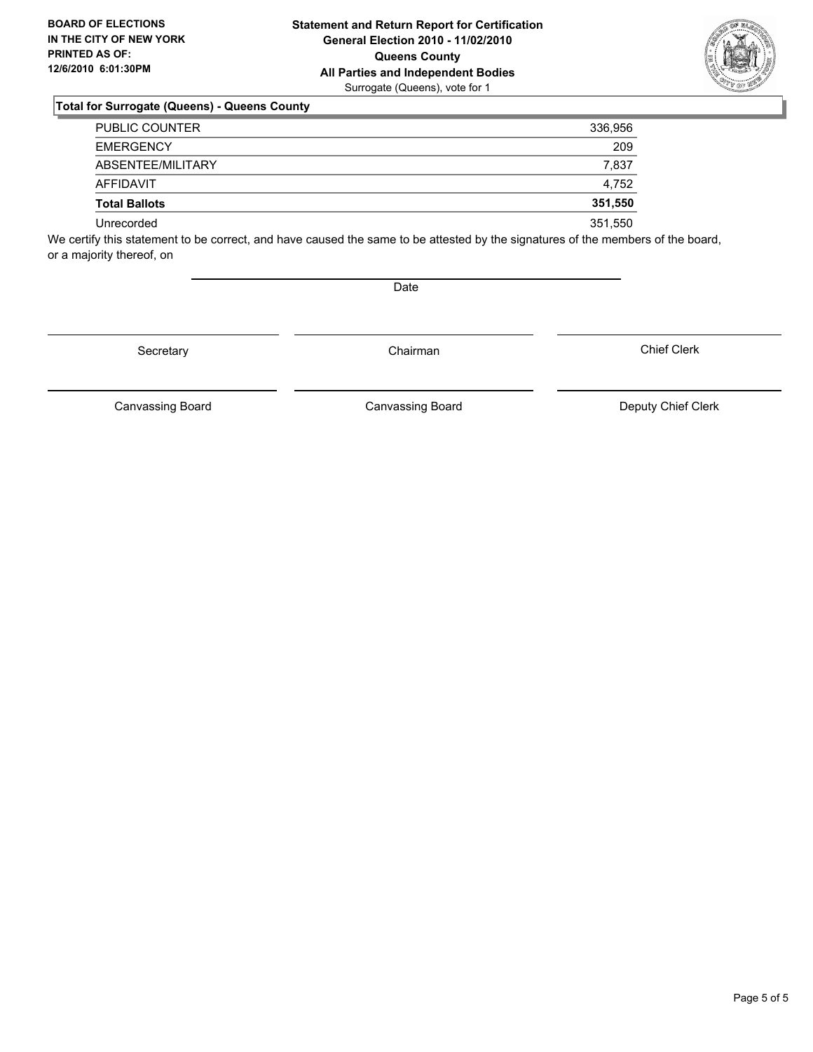**BOARD OF ELECTIONS IN THE CITY OF NEW YORK PRINTED AS OF: 12/6/2010 6:01:30PM**

**Statement and Return Report for Certification**
**General Election 2010 - 11/02/2010**
**Queens County**
**All Parties and Independent Bodies**
Surrogate (Queens), vote for 1

## Total for Surrogate (Queens) - Queens County

| | |
|---|---|
| PUBLIC COUNTER | 336,956 |
| EMERGENCY | 209 |
| ABSENTEE/MILITARY | 7,837 |
| AFFIDAVIT | 4,752 |
| **Total Ballots** | **351,550** |
| Unrecorded | 351,550 |

We certify this statement to be correct, and have caused the same to be attested by the signatures of the members of the board, or a majority thereof, on

Date

Secretary

Chairman

Chief Clerk

Canvassing Board

Canvassing Board

Deputy Chief Clerk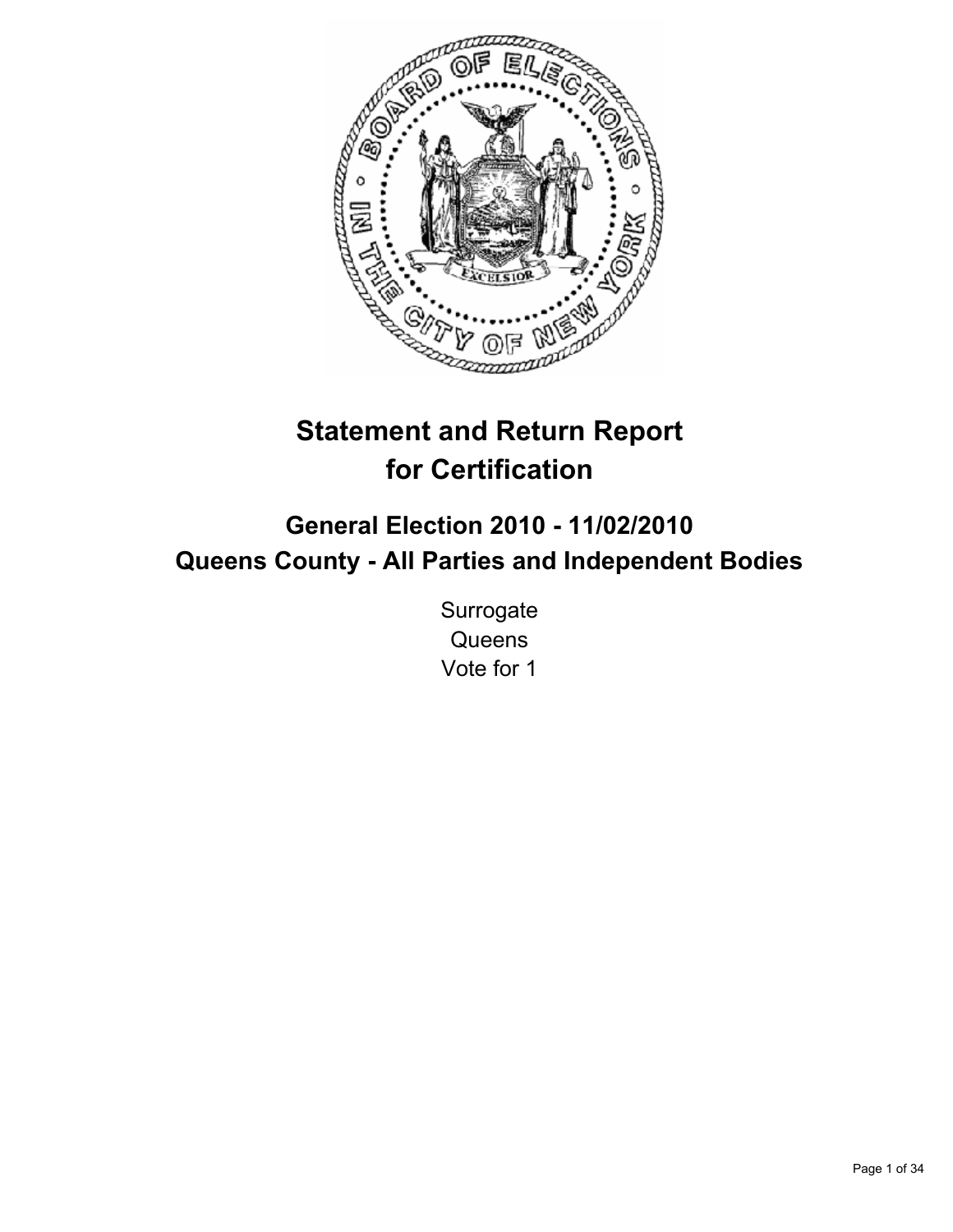# Statement and Return Report for Certification

## General Election 2010 - 11/02/2010

## Queens County - All Parties and Independent Bodies

Surrogate
Queens
Vote for 1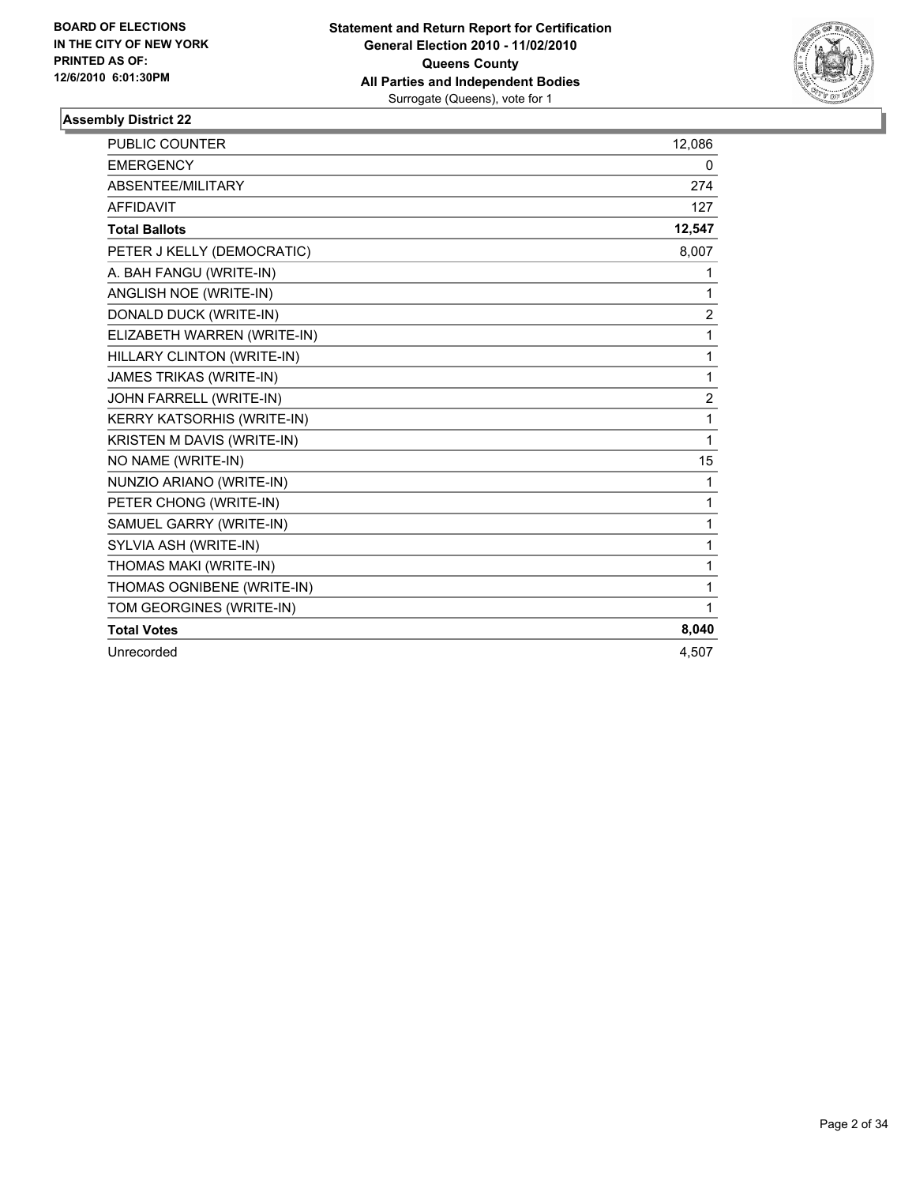**BOARD OF ELECTIONS IN THE CITY OF NEW YORK PRINTED AS OF: 12/6/2010 6:01:30PM**

**Statement and Return Report for Certification General Election 2010 - 11/02/2010 Queens County All Parties and Independent Bodies**
Surrogate (Queens), vote for 1

### Assembly District 22

| | |
|---|---|
| PUBLIC COUNTER | 12,086 |
| EMERGENCY | 0 |
| ABSENTEE/MILITARY | 274 |
| AFFIDAVIT | 127 |
| **Total Ballots** | **12,547** |
| PETER J KELLY (DEMOCRATIC) | 8,007 |
| A. BAH FANGU (WRITE-IN) | 1 |
| ANGLISH NOE (WRITE-IN) | 1 |
| DONALD DUCK (WRITE-IN) | 2 |
| ELIZABETH WARREN (WRITE-IN) | 1 |
| HILLARY CLINTON (WRITE-IN) | 1 |
| JAMES TRIKAS (WRITE-IN) | 1 |
| JOHN FARRELL (WRITE-IN) | 2 |
| KERRY KATSORHIS (WRITE-IN) | 1 |
| KRISTEN M DAVIS (WRITE-IN) | 1 |
| NO NAME (WRITE-IN) | 15 |
| NUNZIO ARIANO (WRITE-IN) | 1 |
| PETER CHONG (WRITE-IN) | 1 |
| SAMUEL GARRY (WRITE-IN) | 1 |
| SYLVIA ASH (WRITE-IN) | 1 |
| THOMAS MAKI (WRITE-IN) | 1 |
| THOMAS OGNIBENE (WRITE-IN) | 1 |
| TOM GEORGINES (WRITE-IN) | 1 |
| **Total Votes** | **8,040** |
| Unrecorded | 4,507 |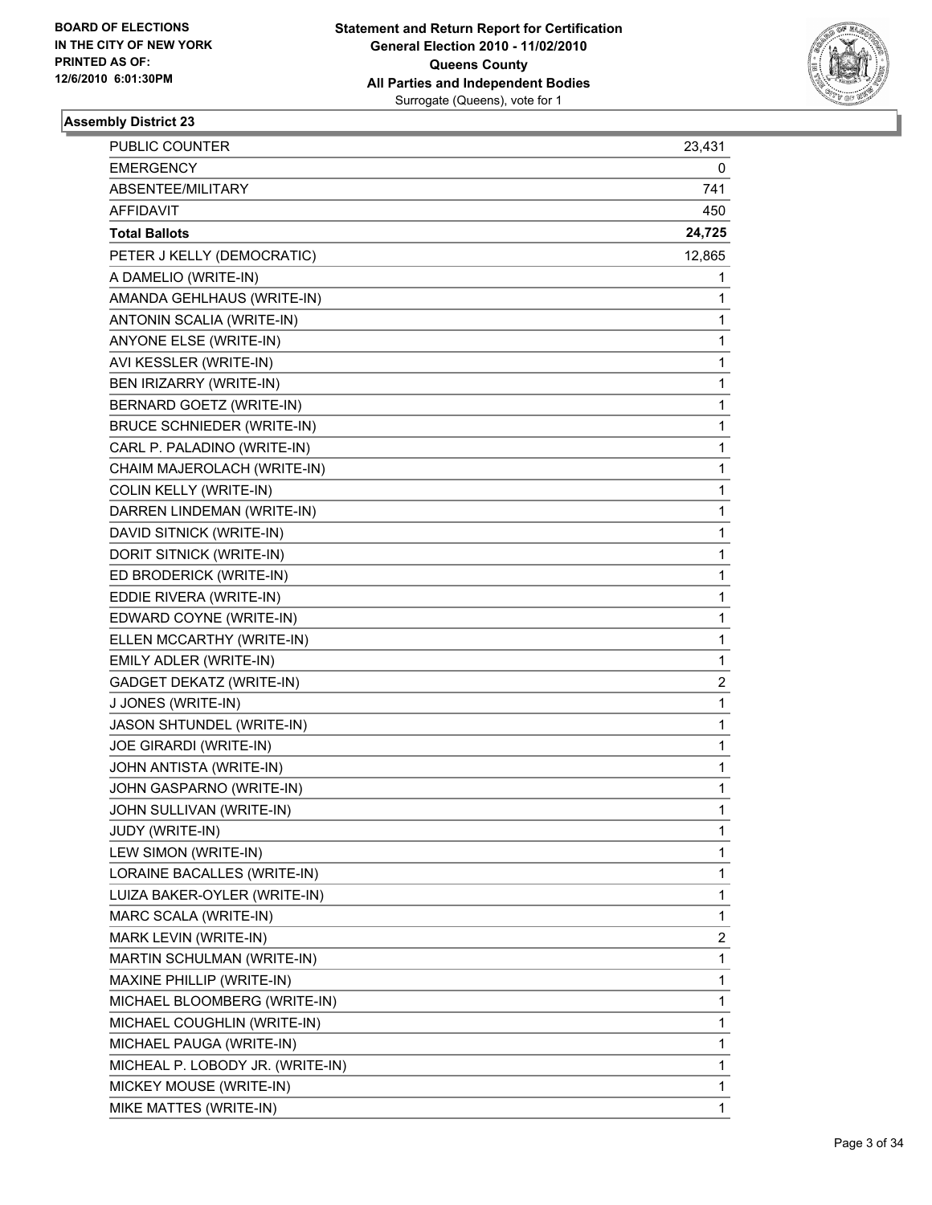**BOARD OF ELECTIONS IN THE CITY OF NEW YORK PRINTED AS OF: 12/6/2010 6:01:30PM**

**Statement and Return Report for Certification**
**General Election 2010 - 11/02/2010**
**Queens County**
**All Parties and Independent Bodies**
Surrogate (Queens), vote for 1

### Assembly District 23

| | |
|---|---|
| PUBLIC COUNTER | 23,431 |
| EMERGENCY | 0 |
| ABSENTEE/MILITARY | 741 |
| AFFIDAVIT | 450 |
| **Total Ballots** | **24,725** |
| PETER J KELLY (DEMOCRATIC) | 12,865 |
| A DAMELIO (WRITE-IN) | 1 |
| AMANDA GEHLHAUS (WRITE-IN) | 1 |
| ANTONIN SCALIA (WRITE-IN) | 1 |
| ANYONE ELSE (WRITE-IN) | 1 |
| AVI KESSLER (WRITE-IN) | 1 |
| BEN IRIZARRY (WRITE-IN) | 1 |
| BERNARD GOETZ (WRITE-IN) | 1 |
| BRUCE SCHNIEDER (WRITE-IN) | 1 |
| CARL P. PALADINO (WRITE-IN) | 1 |
| CHAIM MAJEROLACH (WRITE-IN) | 1 |
| COLIN KELLY (WRITE-IN) | 1 |
| DARREN LINDEMAN (WRITE-IN) | 1 |
| DAVID SITNICK (WRITE-IN) | 1 |
| DORIT SITNICK (WRITE-IN) | 1 |
| ED BRODERICK (WRITE-IN) | 1 |
| EDDIE RIVERA (WRITE-IN) | 1 |
| EDWARD COYNE (WRITE-IN) | 1 |
| ELLEN MCCARTHY (WRITE-IN) | 1 |
| EMILY ADLER (WRITE-IN) | 1 |
| GADGET DEKATZ (WRITE-IN) | 2 |
| J JONES (WRITE-IN) | 1 |
| JASON SHTUNDEL (WRITE-IN) | 1 |
| JOE GIRARDI (WRITE-IN) | 1 |
| JOHN ANTISTA (WRITE-IN) | 1 |
| JOHN GASPARNO (WRITE-IN) | 1 |
| JOHN SULLIVAN (WRITE-IN) | 1 |
| JUDY (WRITE-IN) | 1 |
| LEW SIMON (WRITE-IN) | 1 |
| LORAINE BACALLES (WRITE-IN) | 1 |
| LUIZA BAKER-OYLER (WRITE-IN) | 1 |
| MARC SCALA (WRITE-IN) | 1 |
| MARK LEVIN (WRITE-IN) | 2 |
| MARTIN SCHULMAN (WRITE-IN) | 1 |
| MAXINE PHILLIP (WRITE-IN) | 1 |
| MICHAEL BLOOMBERG (WRITE-IN) | 1 |
| MICHAEL COUGHLIN (WRITE-IN) | 1 |
| MICHAEL PAUGA (WRITE-IN) | 1 |
| MICHEAL P. LOBODY JR. (WRITE-IN) | 1 |
| MICKEY MOUSE (WRITE-IN) | 1 |
| MIKE MATTES (WRITE-IN) | 1 |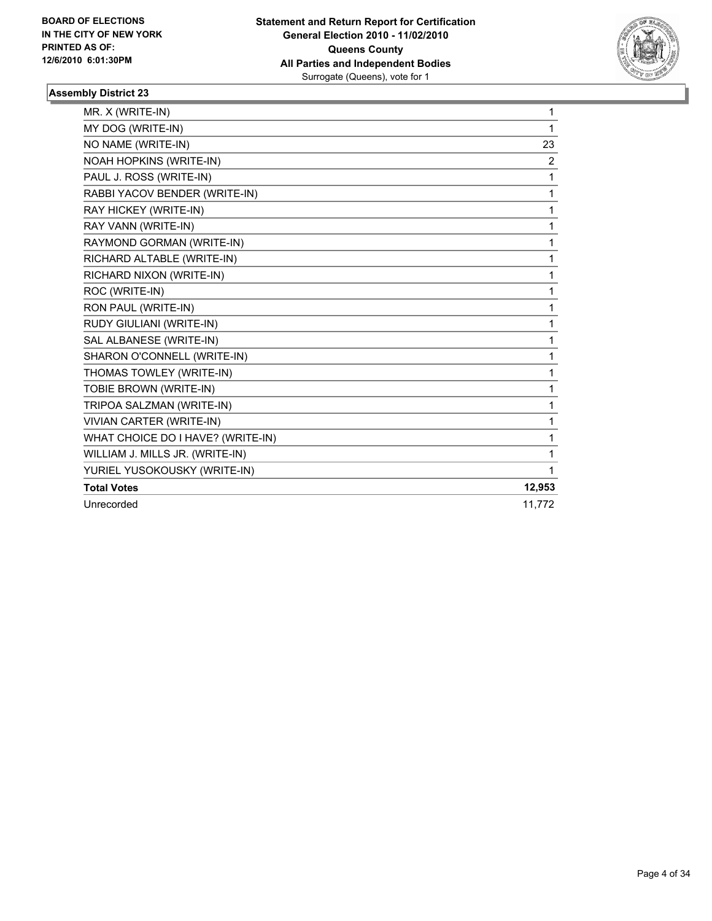**BOARD OF ELECTIONS IN THE CITY OF NEW YORK PRINTED AS OF: 12/6/2010 6:01:30PM**

**Statement and Return Report for Certification General Election 2010 - 11/02/2010 Queens County All Parties and Independent Bodies**
Surrogate (Queens), vote for 1

**Assembly District 23**

| Candidate | Votes |
|---|---|
| MR. X (WRITE-IN) | 1 |
| MY DOG (WRITE-IN) | 1 |
| NO NAME (WRITE-IN) | 23 |
| NOAH HOPKINS (WRITE-IN) | 2 |
| PAUL J. ROSS (WRITE-IN) | 1 |
| RABBI YACOV BENDER (WRITE-IN) | 1 |
| RAY HICKEY (WRITE-IN) | 1 |
| RAY VANN (WRITE-IN) | 1 |
| RAYMOND GORMAN (WRITE-IN) | 1 |
| RICHARD ALTABLE (WRITE-IN) | 1 |
| RICHARD NIXON (WRITE-IN) | 1 |
| ROC (WRITE-IN) | 1 |
| RON PAUL (WRITE-IN) | 1 |
| RUDY GIULIANI (WRITE-IN) | 1 |
| SAL ALBANESE (WRITE-IN) | 1 |
| SHARON O'CONNELL (WRITE-IN) | 1 |
| THOMAS TOWLEY (WRITE-IN) | 1 |
| TOBIE BROWN (WRITE-IN) | 1 |
| TRIPOA SALZMAN (WRITE-IN) | 1 |
| VIVIAN CARTER (WRITE-IN) | 1 |
| WHAT CHOICE DO I HAVE? (WRITE-IN) | 1 |
| WILLIAM J. MILLS JR. (WRITE-IN) | 1 |
| YURIEL YUSOKOUSKY (WRITE-IN) | 1 |
| **Total Votes** | **12,953** |
| Unrecorded | 11,772 |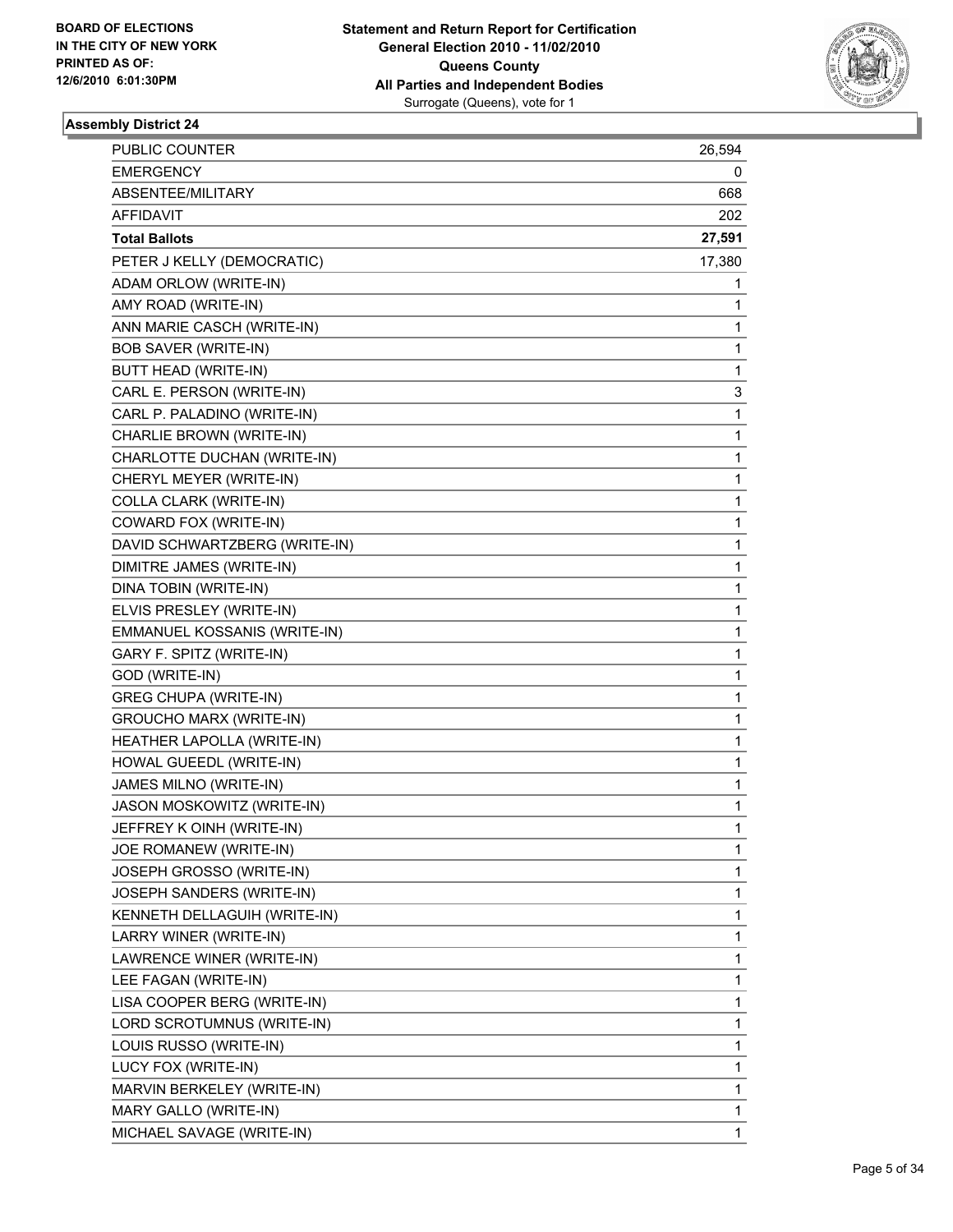**BOARD OF ELECTIONS IN THE CITY OF NEW YORK PRINTED AS OF: 12/6/2010 6:01:30PM**

**Statement and Return Report for Certification**
**General Election 2010 - 11/02/2010**
**Queens County**
**All Parties and Independent Bodies**
Surrogate (Queens), vote for 1

### Assembly District 24

| | |
|---|---|
| PUBLIC COUNTER | 26,594 |
| EMERGENCY | 0 |
| ABSENTEE/MILITARY | 668 |
| AFFIDAVIT | 202 |
| **Total Ballots** | **27,591** |
| PETER J KELLY (DEMOCRATIC) | 17,380 |
| ADAM ORLOW (WRITE-IN) | 1 |
| AMY ROAD (WRITE-IN) | 1 |
| ANN MARIE CASCH (WRITE-IN) | 1 |
| BOB SAVER (WRITE-IN) | 1 |
| BUTT HEAD (WRITE-IN) | 1 |
| CARL E. PERSON (WRITE-IN) | 3 |
| CARL P. PALADINO (WRITE-IN) | 1 |
| CHARLIE BROWN (WRITE-IN) | 1 |
| CHARLOTTE DUCHAN (WRITE-IN) | 1 |
| CHERYL MEYER (WRITE-IN) | 1 |
| COLLA CLARK (WRITE-IN) | 1 |
| COWARD FOX (WRITE-IN) | 1 |
| DAVID SCHWARTZBERG (WRITE-IN) | 1 |
| DIMITRE JAMES (WRITE-IN) | 1 |
| DINA TOBIN (WRITE-IN) | 1 |
| ELVIS PRESLEY (WRITE-IN) | 1 |
| EMMANUEL KOSSANIS (WRITE-IN) | 1 |
| GARY F. SPITZ (WRITE-IN) | 1 |
| GOD (WRITE-IN) | 1 |
| GREG CHUPA (WRITE-IN) | 1 |
| GROUCHO MARX (WRITE-IN) | 1 |
| HEATHER LAPOLLA (WRITE-IN) | 1 |
| HOWAL GUEEDL (WRITE-IN) | 1 |
| JAMES MILNO (WRITE-IN) | 1 |
| JASON MOSKOWITZ (WRITE-IN) | 1 |
| JEFFREY K OINH (WRITE-IN) | 1 |
| JOE ROMANEW (WRITE-IN) | 1 |
| JOSEPH GROSSO (WRITE-IN) | 1 |
| JOSEPH SANDERS (WRITE-IN) | 1 |
| KENNETH DELLAGUIH (WRITE-IN) | 1 |
| LARRY WINER (WRITE-IN) | 1 |
| LAWRENCE WINER (WRITE-IN) | 1 |
| LEE FAGAN (WRITE-IN) | 1 |
| LISA COOPER BERG (WRITE-IN) | 1 |
| LORD SCROTUMNUS (WRITE-IN) | 1 |
| LOUIS RUSSO (WRITE-IN) | 1 |
| LUCY FOX (WRITE-IN) | 1 |
| MARVIN BERKELEY (WRITE-IN) | 1 |
| MARY GALLO (WRITE-IN) | 1 |
| MICHAEL SAVAGE (WRITE-IN) | 1 |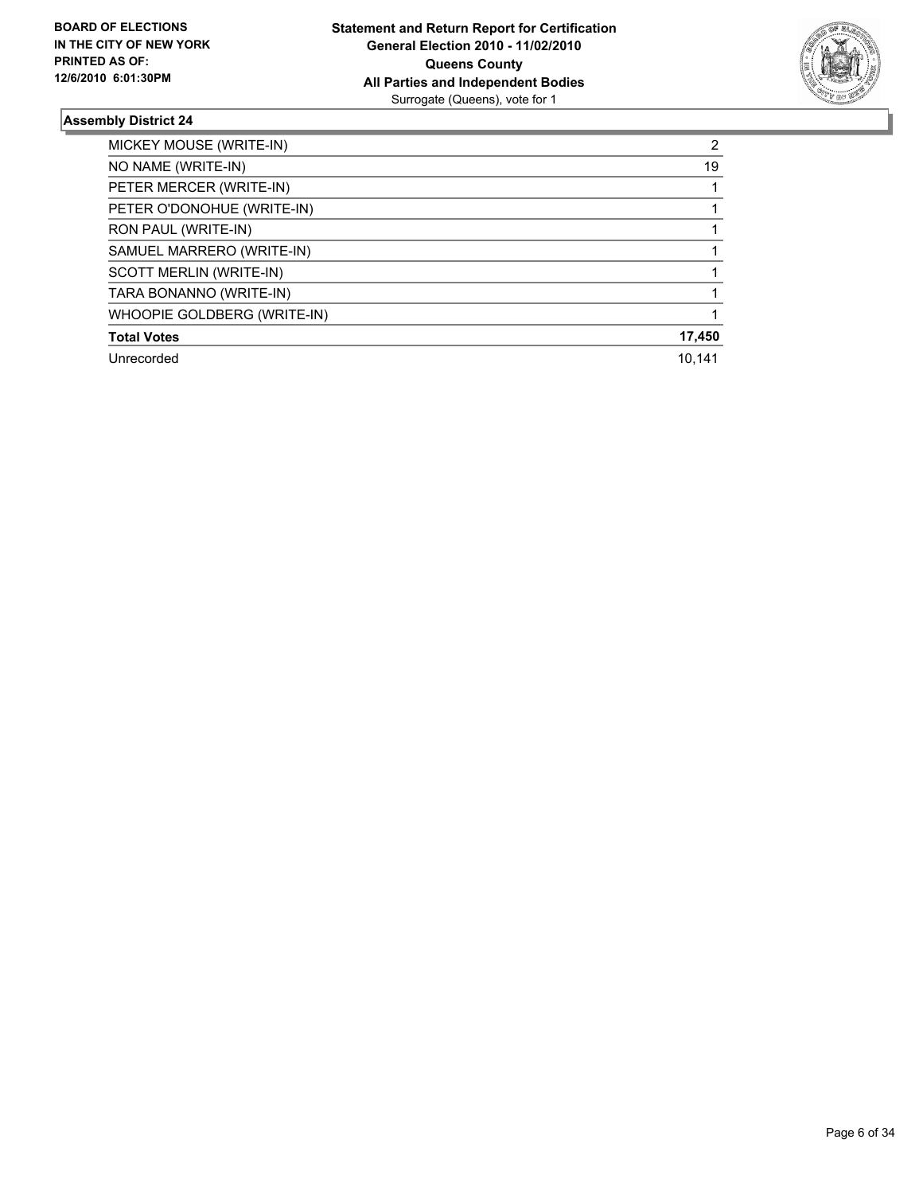### Assembly District 24

| | |
|---|---|
| MICKEY MOUSE (WRITE-IN) | 2 |
| NO NAME (WRITE-IN) | 19 |
| PETER MERCER (WRITE-IN) | 1 |
| PETER O'DONOHUE (WRITE-IN) | 1 |
| RON PAUL (WRITE-IN) | 1 |
| SAMUEL MARRERO (WRITE-IN) | 1 |
| SCOTT MERLIN (WRITE-IN) | 1 |
| TARA BONANNO (WRITE-IN) | 1 |
| WHOOPIE GOLDBERG (WRITE-IN) | 1 |
| **Total Votes** | **17,450** |
| Unrecorded | 10,141 |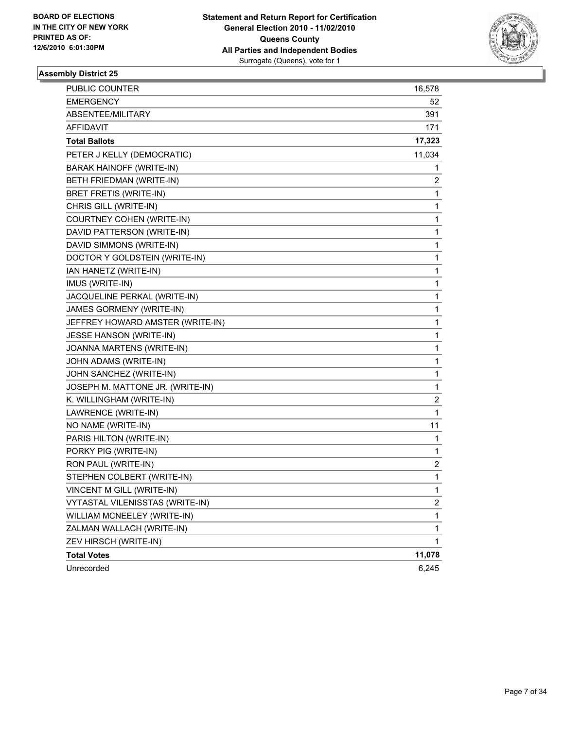**BOARD OF ELECTIONS IN THE CITY OF NEW YORK PRINTED AS OF: 12/6/2010 6:01:30PM**

**Statement and Return Report for Certification**
**General Election 2010 - 11/02/2010**
**Queens County**
**All Parties and Independent Bodies**
Surrogate (Queens), vote for 1

### Assembly District 25

| | |
|---|---|
| PUBLIC COUNTER | 16,578 |
| EMERGENCY | 52 |
| ABSENTEE/MILITARY | 391 |
| AFFIDAVIT | 171 |
| **Total Ballots** | **17,323** |
| PETER J KELLY (DEMOCRATIC) | 11,034 |
| BARAK HAINOFF (WRITE-IN) | 1 |
| BETH FRIEDMAN (WRITE-IN) | 2 |
| BRET FRETIS (WRITE-IN) | 1 |
| CHRIS GILL (WRITE-IN) | 1 |
| COURTNEY COHEN (WRITE-IN) | 1 |
| DAVID PATTERSON (WRITE-IN) | 1 |
| DAVID SIMMONS (WRITE-IN) | 1 |
| DOCTOR Y GOLDSTEIN (WRITE-IN) | 1 |
| IAN HANETZ (WRITE-IN) | 1 |
| IMUS (WRITE-IN) | 1 |
| JACQUELINE PERKAL (WRITE-IN) | 1 |
| JAMES GORMENY (WRITE-IN) | 1 |
| JEFFREY HOWARD AMSTER (WRITE-IN) | 1 |
| JESSE HANSON (WRITE-IN) | 1 |
| JOANNA MARTENS (WRITE-IN) | 1 |
| JOHN ADAMS (WRITE-IN) | 1 |
| JOHN SANCHEZ (WRITE-IN) | 1 |
| JOSEPH M. MATTONE JR. (WRITE-IN) | 1 |
| K. WILLINGHAM (WRITE-IN) | 2 |
| LAWRENCE (WRITE-IN) | 1 |
| NO NAME (WRITE-IN) | 11 |
| PARIS HILTON (WRITE-IN) | 1 |
| PORKY PIG (WRITE-IN) | 1 |
| RON PAUL (WRITE-IN) | 2 |
| STEPHEN COLBERT (WRITE-IN) | 1 |
| VINCENT M GILL (WRITE-IN) | 1 |
| VYTASTAL VILENISSTAS (WRITE-IN) | 2 |
| WILLIAM MCNEELEY (WRITE-IN) | 1 |
| ZALMAN WALLACH (WRITE-IN) | 1 |
| ZEV HIRSCH (WRITE-IN) | 1 |
| **Total Votes** | **11,078** |
| Unrecorded | 6,245 |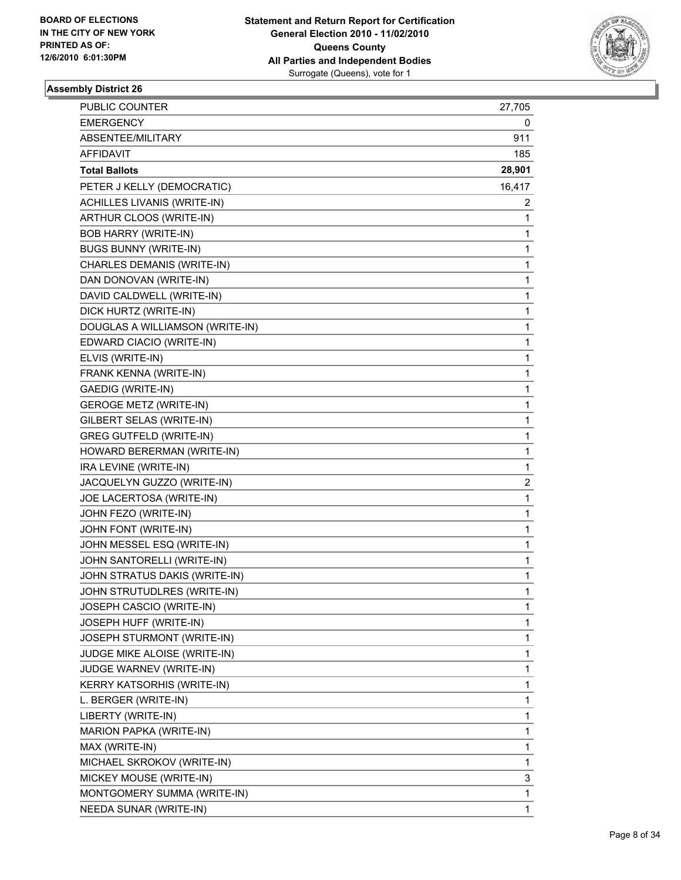**BOARD OF ELECTIONS IN THE CITY OF NEW YORK PRINTED AS OF: 12/6/2010 6:01:30PM**

**Statement and Return Report for Certification General Election 2010 - 11/02/2010 Queens County All Parties and Independent Bodies** Surrogate (Queens), vote for 1

### Assembly District 26

| | |
|---|---|
| PUBLIC COUNTER | 27,705 |
| EMERGENCY | 0 |
| ABSENTEE/MILITARY | 911 |
| AFFIDAVIT | 185 |
| **Total Ballots** | **28,901** |
| PETER J KELLY (DEMOCRATIC) | 16,417 |
| ACHILLES LIVANIS (WRITE-IN) | 2 |
| ARTHUR CLOOS (WRITE-IN) | 1 |
| BOB HARRY (WRITE-IN) | 1 |
| BUGS BUNNY (WRITE-IN) | 1 |
| CHARLES DEMANIS (WRITE-IN) | 1 |
| DAN DONOVAN (WRITE-IN) | 1 |
| DAVID CALDWELL (WRITE-IN) | 1 |
| DICK HURTZ (WRITE-IN) | 1 |
| DOUGLAS A WILLIAMSON (WRITE-IN) | 1 |
| EDWARD CIACIO (WRITE-IN) | 1 |
| ELVIS (WRITE-IN) | 1 |
| FRANK KENNA (WRITE-IN) | 1 |
| GAEDIG (WRITE-IN) | 1 |
| GEROGE METZ (WRITE-IN) | 1 |
| GILBERT SELAS (WRITE-IN) | 1 |
| GREG GUTFELD (WRITE-IN) | 1 |
| HOWARD BERERMAN (WRITE-IN) | 1 |
| IRA LEVINE (WRITE-IN) | 1 |
| JACQUELYN GUZZO (WRITE-IN) | 2 |
| JOE LACERTOSA (WRITE-IN) | 1 |
| JOHN FEZO (WRITE-IN) | 1 |
| JOHN FONT (WRITE-IN) | 1 |
| JOHN MESSEL ESQ (WRITE-IN) | 1 |
| JOHN SANTORELLI (WRITE-IN) | 1 |
| JOHN STRATUS DAKIS (WRITE-IN) | 1 |
| JOHN STRUTUDLRES (WRITE-IN) | 1 |
| JOSEPH CASCIO (WRITE-IN) | 1 |
| JOSEPH HUFF (WRITE-IN) | 1 |
| JOSEPH STURMONT (WRITE-IN) | 1 |
| JUDGE MIKE ALOISE (WRITE-IN) | 1 |
| JUDGE WARNEV (WRITE-IN) | 1 |
| KERRY KATSORHIS (WRITE-IN) | 1 |
| L. BERGER (WRITE-IN) | 1 |
| LIBERTY (WRITE-IN) | 1 |
| MARION PAPKA (WRITE-IN) | 1 |
| MAX (WRITE-IN) | 1 |
| MICHAEL SKROKOV (WRITE-IN) | 1 |
| MICKEY MOUSE (WRITE-IN) | 3 |
| MONTGOMERY SUMMA (WRITE-IN) | 1 |
| NEEDA SUNAR (WRITE-IN) | 1 |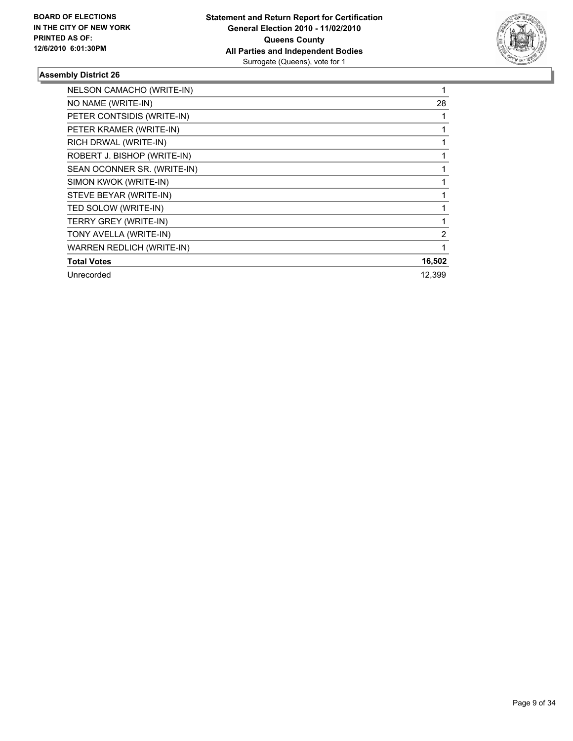**Statement and Return Report for Certification**
**General Election 2010 - 11/02/2010**
**Queens County**
**All Parties and Independent Bodies**
Surrogate (Queens), vote for 1

BOARD OF ELECTIONS IN THE CITY OF NEW YORK PRINTED AS OF: 12/6/2010 6:01:30PM

### Assembly District 26

| | |
|---|---|
| NELSON CAMACHO (WRITE-IN) | 1 |
| NO NAME (WRITE-IN) | 28 |
| PETER CONTSIDIS (WRITE-IN) | 1 |
| PETER KRAMER (WRITE-IN) | 1 |
| RICH DRWAL (WRITE-IN) | 1 |
| ROBERT J. BISHOP (WRITE-IN) | 1 |
| SEAN OCONNER SR. (WRITE-IN) | 1 |
| SIMON KWOK (WRITE-IN) | 1 |
| STEVE BEYAR (WRITE-IN) | 1 |
| TED SOLOW (WRITE-IN) | 1 |
| TERRY GREY (WRITE-IN) | 1 |
| TONY AVELLA (WRITE-IN) | 2 |
| WARREN REDLICH (WRITE-IN) | 1 |
| **Total Votes** | **16,502** |
| Unrecorded | 12,399 |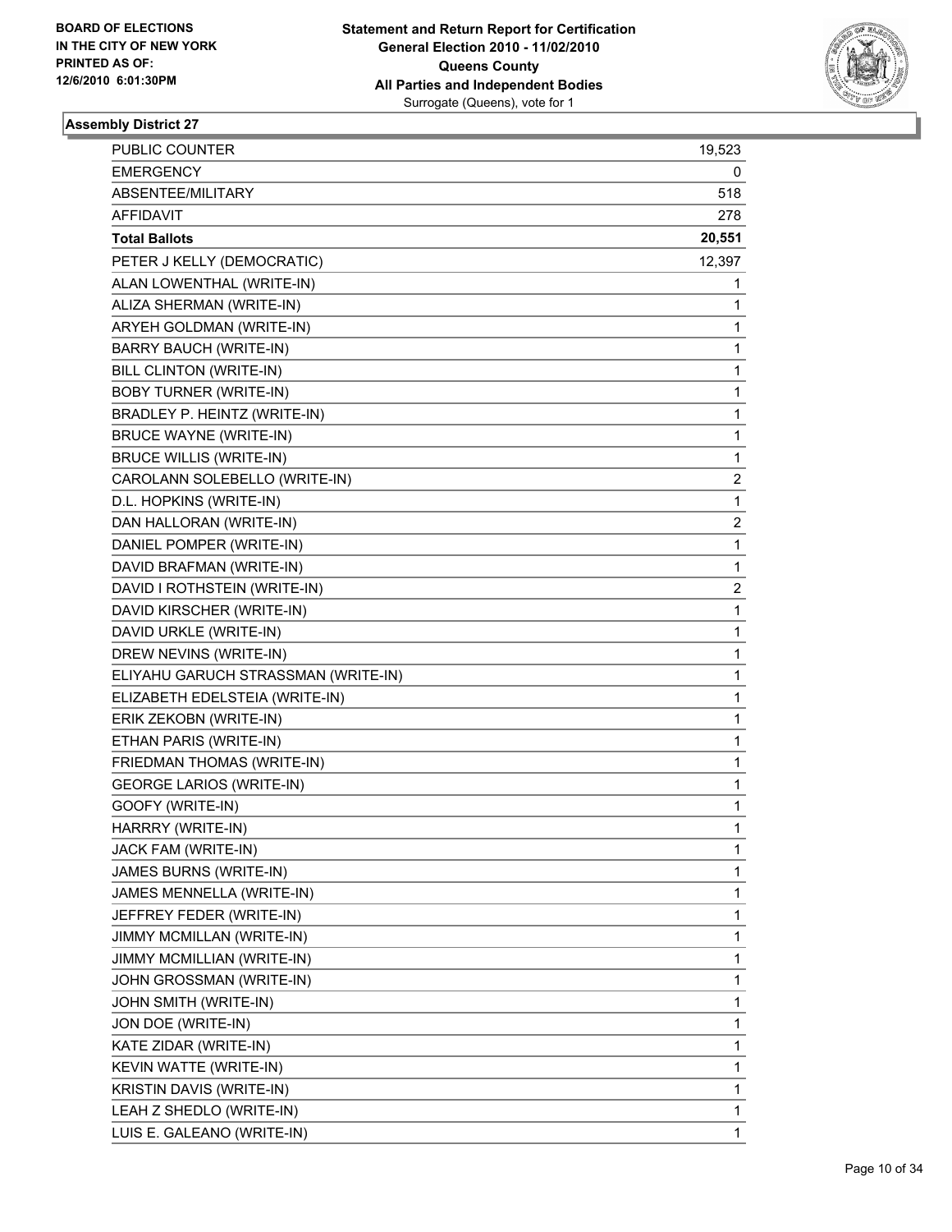**BOARD OF ELECTIONS IN THE CITY OF NEW YORK PRINTED AS OF: 12/6/2010 6:01:30PM**

**Statement and Return Report for Certification**
**General Election 2010 - 11/02/2010**
**Queens County**
**All Parties and Independent Bodies**
Surrogate (Queens), vote for 1

**Assembly District 27**

| | |
|---|---|
| PUBLIC COUNTER | 19,523 |
| EMERGENCY | 0 |
| ABSENTEE/MILITARY | 518 |
| AFFIDAVIT | 278 |
| **Total Ballots** | **20,551** |
| PETER J KELLY (DEMOCRATIC) | 12,397 |
| ALAN LOWENTHAL (WRITE-IN) | 1 |
| ALIZA SHERMAN (WRITE-IN) | 1 |
| ARYEH GOLDMAN (WRITE-IN) | 1 |
| BARRY BAUCH (WRITE-IN) | 1 |
| BILL CLINTON (WRITE-IN) | 1 |
| BOBY TURNER (WRITE-IN) | 1 |
| BRADLEY P. HEINTZ (WRITE-IN) | 1 |
| BRUCE WAYNE (WRITE-IN) | 1 |
| BRUCE WILLIS (WRITE-IN) | 1 |
| CAROLANN SOLEBELLO (WRITE-IN) | 2 |
| D.L. HOPKINS (WRITE-IN) | 1 |
| DAN HALLORAN (WRITE-IN) | 2 |
| DANIEL POMPER (WRITE-IN) | 1 |
| DAVID BRAFMAN (WRITE-IN) | 1 |
| DAVID I ROTHSTEIN (WRITE-IN) | 2 |
| DAVID KIRSCHER (WRITE-IN) | 1 |
| DAVID URKLE (WRITE-IN) | 1 |
| DREW NEVINS (WRITE-IN) | 1 |
| ELIYAHU GARUCH STRASSMAN (WRITE-IN) | 1 |
| ELIZABETH EDELSTEIA (WRITE-IN) | 1 |
| ERIK ZEKOBN (WRITE-IN) | 1 |
| ETHAN PARIS (WRITE-IN) | 1 |
| FRIEDMAN THOMAS (WRITE-IN) | 1 |
| GEORGE LARIOS (WRITE-IN) | 1 |
| GOOFY (WRITE-IN) | 1 |
| HARRRY (WRITE-IN) | 1 |
| JACK FAM (WRITE-IN) | 1 |
| JAMES BURNS (WRITE-IN) | 1 |
| JAMES MENNELLA (WRITE-IN) | 1 |
| JEFFREY FEDER (WRITE-IN) | 1 |
| JIMMY MCMILLAN (WRITE-IN) | 1 |
| JIMMY MCMILLIAN (WRITE-IN) | 1 |
| JOHN GROSSMAN (WRITE-IN) | 1 |
| JOHN SMITH (WRITE-IN) | 1 |
| JON DOE (WRITE-IN) | 1 |
| KATE ZIDAR (WRITE-IN) | 1 |
| KEVIN WATTE (WRITE-IN) | 1 |
| KRISTIN DAVIS (WRITE-IN) | 1 |
| LEAH Z SHEDLO (WRITE-IN) | 1 |
| LUIS E. GALEANO (WRITE-IN) | 1 |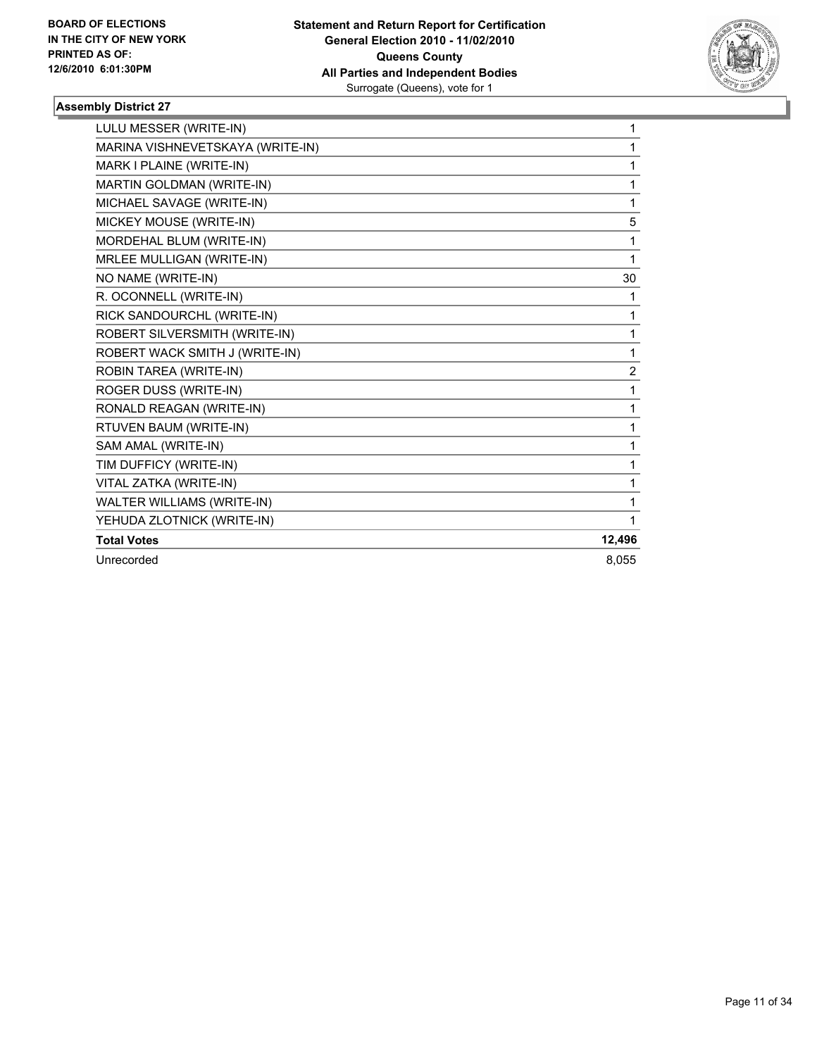**BOARD OF ELECTIONS IN THE CITY OF NEW YORK PRINTED AS OF: 12/6/2010 6:01:30PM**

**Statement and Return Report for Certification General Election 2010 - 11/02/2010 Queens County All Parties and Independent Bodies**
Surrogate (Queens), vote for 1

### Assembly District 27

| | |
|---|---|
| LULU MESSER (WRITE-IN) | 1 |
| MARINA VISHNEVETSKAYA (WRITE-IN) | 1 |
| MARK I PLAINE (WRITE-IN) | 1 |
| MARTIN GOLDMAN (WRITE-IN) | 1 |
| MICHAEL SAVAGE (WRITE-IN) | 1 |
| MICKEY MOUSE (WRITE-IN) | 5 |
| MORDEHAL BLUM (WRITE-IN) | 1 |
| MRLEE MULLIGAN (WRITE-IN) | 1 |
| NO NAME (WRITE-IN) | 30 |
| R. OCONNELL (WRITE-IN) | 1 |
| RICK SANDOURCHL (WRITE-IN) | 1 |
| ROBERT SILVERSMITH (WRITE-IN) | 1 |
| ROBERT WACK SMITH J (WRITE-IN) | 1 |
| ROBIN TAREA (WRITE-IN) | 2 |
| ROGER DUSS (WRITE-IN) | 1 |
| RONALD REAGAN (WRITE-IN) | 1 |
| RTUVEN BAUM (WRITE-IN) | 1 |
| SAM AMAL (WRITE-IN) | 1 |
| TIM DUFFICY (WRITE-IN) | 1 |
| VITAL ZATKA (WRITE-IN) | 1 |
| WALTER WILLIAMS (WRITE-IN) | 1 |
| YEHUDA ZLOTNICK (WRITE-IN) | 1 |
| **Total Votes** | **12,496** |
| Unrecorded | 8,055 |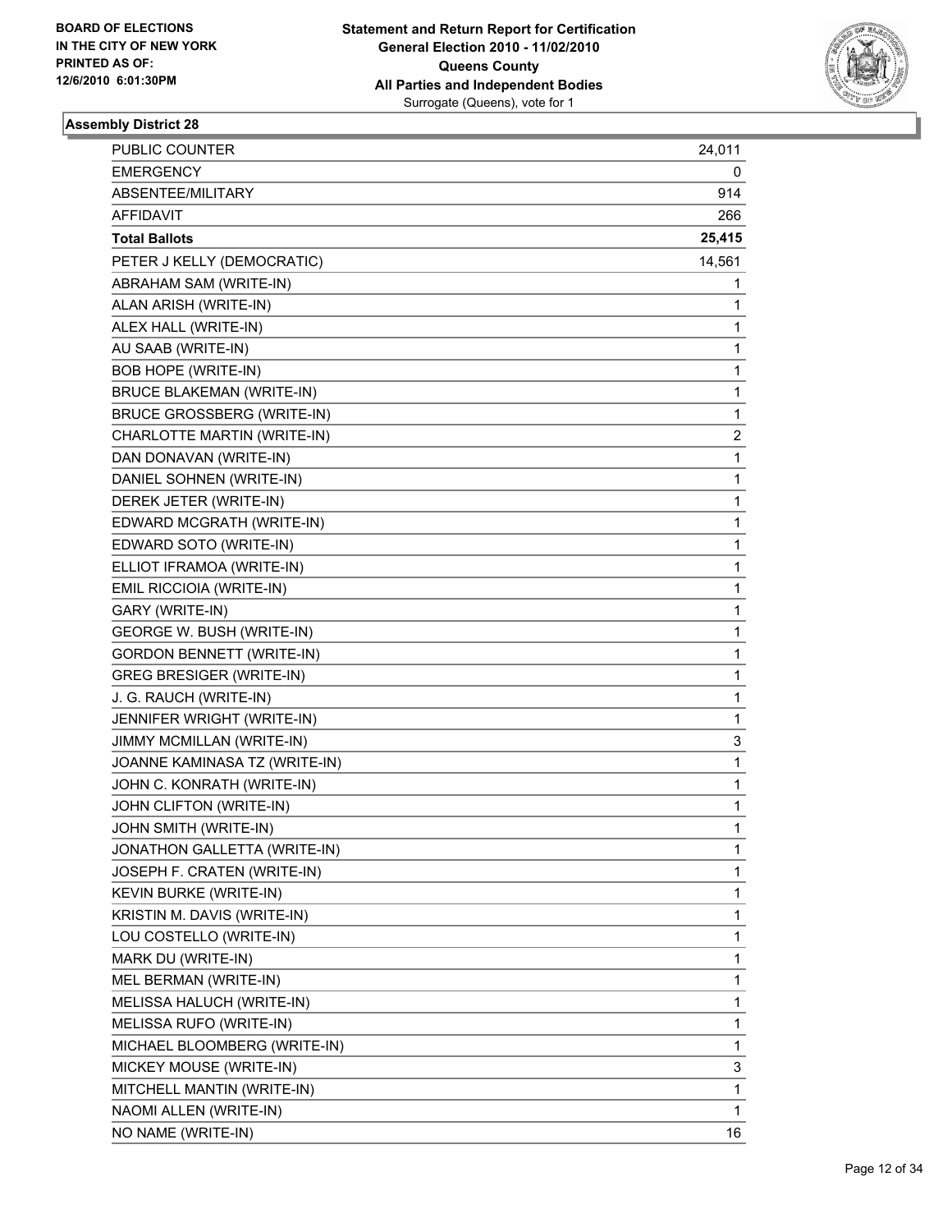**BOARD OF ELECTIONS IN THE CITY OF NEW YORK PRINTED AS OF: 12/6/2010 6:01:30PM**

**Statement and Return Report for Certification**
**General Election 2010 - 11/02/2010**
**Queens County**
**All Parties and Independent Bodies**
Surrogate (Queens), vote for 1

### Assembly District 28

| | |
|---|---|
| PUBLIC COUNTER | 24,011 |
| EMERGENCY | 0 |
| ABSENTEE/MILITARY | 914 |
| AFFIDAVIT | 266 |
| **Total Ballots** | **25,415** |
| PETER J KELLY (DEMOCRATIC) | 14,561 |
| ABRAHAM SAM (WRITE-IN) | 1 |
| ALAN ARISH (WRITE-IN) | 1 |
| ALEX HALL (WRITE-IN) | 1 |
| AU SAAB (WRITE-IN) | 1 |
| BOB HOPE (WRITE-IN) | 1 |
| BRUCE BLAKEMAN (WRITE-IN) | 1 |
| BRUCE GROSSBERG (WRITE-IN) | 1 |
| CHARLOTTE MARTIN (WRITE-IN) | 2 |
| DAN DONAVAN (WRITE-IN) | 1 |
| DANIEL SOHNEN (WRITE-IN) | 1 |
| DEREK JETER (WRITE-IN) | 1 |
| EDWARD MCGRATH (WRITE-IN) | 1 |
| EDWARD SOTO (WRITE-IN) | 1 |
| ELLIOT IFRAMOA (WRITE-IN) | 1 |
| EMIL RICCIOIA (WRITE-IN) | 1 |
| GARY (WRITE-IN) | 1 |
| GEORGE W. BUSH (WRITE-IN) | 1 |
| GORDON BENNETT (WRITE-IN) | 1 |
| GREG BRESIGER (WRITE-IN) | 1 |
| J. G. RAUCH (WRITE-IN) | 1 |
| JENNIFER WRIGHT (WRITE-IN) | 1 |
| JIMMY MCMILLAN (WRITE-IN) | 3 |
| JOANNE KAMINASA TZ (WRITE-IN) | 1 |
| JOHN C. KONRATH (WRITE-IN) | 1 |
| JOHN CLIFTON (WRITE-IN) | 1 |
| JOHN SMITH (WRITE-IN) | 1 |
| JONATHON GALLETTA (WRITE-IN) | 1 |
| JOSEPH F. CRATEN (WRITE-IN) | 1 |
| KEVIN BURKE (WRITE-IN) | 1 |
| KRISTIN M. DAVIS (WRITE-IN) | 1 |
| LOU COSTELLO (WRITE-IN) | 1 |
| MARK DU (WRITE-IN) | 1 |
| MEL BERMAN (WRITE-IN) | 1 |
| MELISSA HALUCH (WRITE-IN) | 1 |
| MELISSA RUFO (WRITE-IN) | 1 |
| MICHAEL BLOOMBERG (WRITE-IN) | 1 |
| MICKEY MOUSE (WRITE-IN) | 3 |
| MITCHELL MANTIN (WRITE-IN) | 1 |
| NAOMI ALLEN (WRITE-IN) | 1 |
| NO NAME (WRITE-IN) | 16 |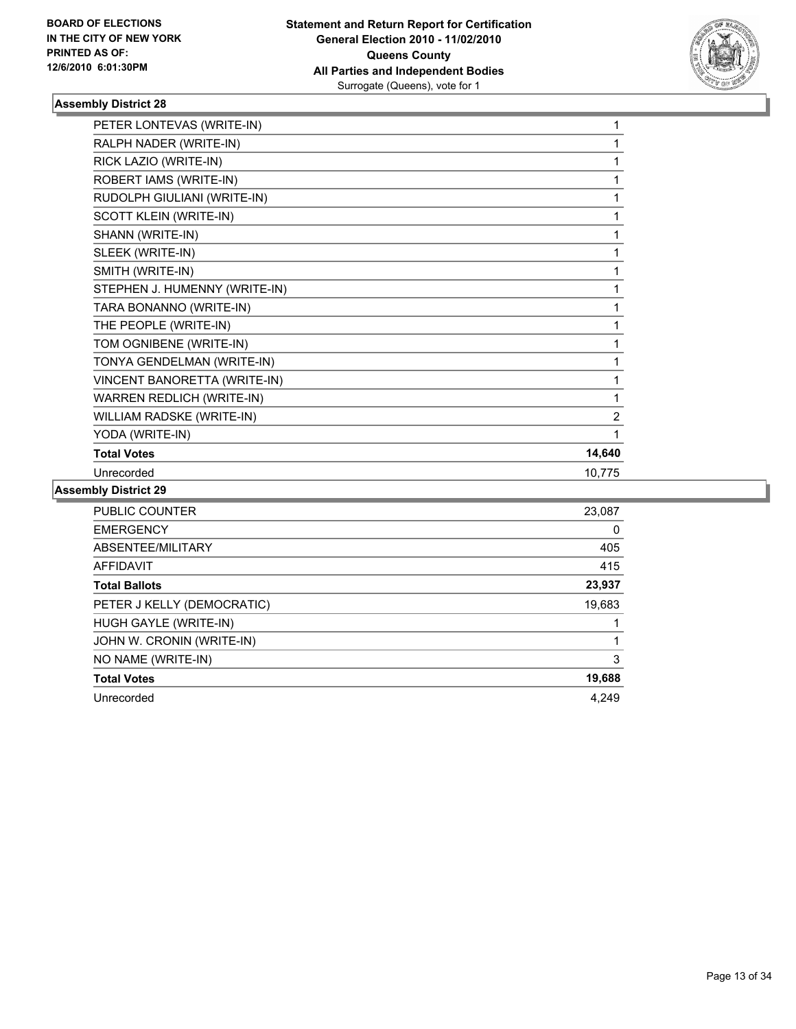**BOARD OF ELECTIONS IN THE CITY OF NEW YORK PRINTED AS OF: 12/6/2010 6:01:30PM**

**Statement and Return Report for Certification General Election 2010 - 11/02/2010 Queens County All Parties and Independent Bodies**
Surrogate (Queens), vote for 1

### Assembly District 28

| | |
|---|---|
| PETER LONTEVAS (WRITE-IN) | 1 |
| RALPH NADER (WRITE-IN) | 1 |
| RICK LAZIO (WRITE-IN) | 1 |
| ROBERT IAMS (WRITE-IN) | 1 |
| RUDOLPH GIULIANI (WRITE-IN) | 1 |
| SCOTT KLEIN (WRITE-IN) | 1 |
| SHANN (WRITE-IN) | 1 |
| SLEEK (WRITE-IN) | 1 |
| SMITH (WRITE-IN) | 1 |
| STEPHEN J. HUMENNY (WRITE-IN) | 1 |
| TARA BONANNO (WRITE-IN) | 1 |
| THE PEOPLE (WRITE-IN) | 1 |
| TOM OGNIBENE (WRITE-IN) | 1 |
| TONYA GENDELMAN (WRITE-IN) | 1 |
| VINCENT BANORETTA (WRITE-IN) | 1 |
| WARREN REDLICH (WRITE-IN) | 1 |
| WILLIAM RADSKE (WRITE-IN) | 2 |
| YODA (WRITE-IN) | 1 |
| **Total Votes** | **14,640** |
| Unrecorded | 10,775 |

### Assembly District 29

| | |
|---|---|
| PUBLIC COUNTER | 23,087 |
| EMERGENCY | 0 |
| ABSENTEE/MILITARY | 405 |
| AFFIDAVIT | 415 |
| **Total Ballots** | **23,937** |
| PETER J KELLY (DEMOCRATIC) | 19,683 |
| HUGH GAYLE (WRITE-IN) | 1 |
| JOHN W. CRONIN (WRITE-IN) | 1 |
| NO NAME (WRITE-IN) | 3 |
| **Total Votes** | **19,688** |
| Unrecorded | 4,249 |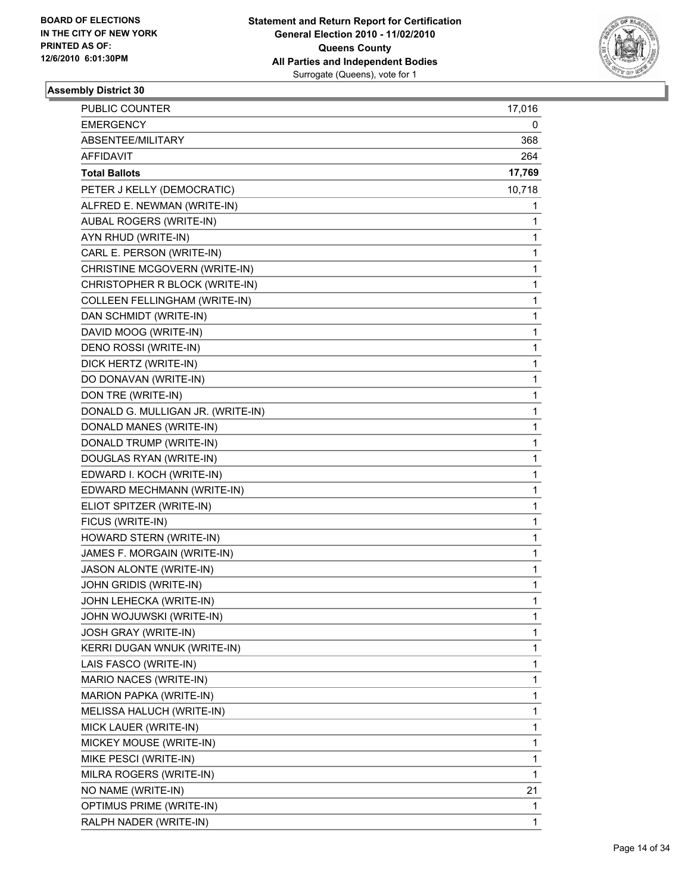**BOARD OF ELECTIONS IN THE CITY OF NEW YORK PRINTED AS OF: 12/6/2010 6:01:30PM**

**Statement and Return Report for Certification General Election 2010 - 11/02/2010 Queens County All Parties and Independent Bodies**
Surrogate (Queens), vote for 1

### Assembly District 30

| | |
|---|---|
| PUBLIC COUNTER | 17,016 |
| EMERGENCY | 0 |
| ABSENTEE/MILITARY | 368 |
| AFFIDAVIT | 264 |
| **Total Ballots** | **17,769** |
| PETER J KELLY (DEMOCRATIC) | 10,718 |
| ALFRED E. NEWMAN (WRITE-IN) | 1 |
| AUBAL ROGERS (WRITE-IN) | 1 |
| AYN RHUD (WRITE-IN) | 1 |
| CARL E. PERSON (WRITE-IN) | 1 |
| CHRISTINE MCGOVERN (WRITE-IN) | 1 |
| CHRISTOPHER R BLOCK (WRITE-IN) | 1 |
| COLLEEN FELLINGHAM (WRITE-IN) | 1 |
| DAN SCHMIDT (WRITE-IN) | 1 |
| DAVID MOOG (WRITE-IN) | 1 |
| DENO ROSSI (WRITE-IN) | 1 |
| DICK HERTZ (WRITE-IN) | 1 |
| DO DONAVAN (WRITE-IN) | 1 |
| DON TRE (WRITE-IN) | 1 |
| DONALD G. MULLIGAN JR. (WRITE-IN) | 1 |
| DONALD MANES (WRITE-IN) | 1 |
| DONALD TRUMP (WRITE-IN) | 1 |
| DOUGLAS RYAN (WRITE-IN) | 1 |
| EDWARD I. KOCH (WRITE-IN) | 1 |
| EDWARD MECHMANN (WRITE-IN) | 1 |
| ELIOT SPITZER (WRITE-IN) | 1 |
| FICUS (WRITE-IN) | 1 |
| HOWARD STERN (WRITE-IN) | 1 |
| JAMES F. MORGAIN (WRITE-IN) | 1 |
| JASON ALONTE (WRITE-IN) | 1 |
| JOHN GRIDIS (WRITE-IN) | 1 |
| JOHN LEHECKA (WRITE-IN) | 1 |
| JOHN WOJUWSKI (WRITE-IN) | 1 |
| JOSH GRAY (WRITE-IN) | 1 |
| KERRI DUGAN WNUK (WRITE-IN) | 1 |
| LAIS FASCO (WRITE-IN) | 1 |
| MARIO NACES (WRITE-IN) | 1 |
| MARION PAPKA (WRITE-IN) | 1 |
| MELISSA HALUCH (WRITE-IN) | 1 |
| MICK LAUER (WRITE-IN) | 1 |
| MICKEY MOUSE (WRITE-IN) | 1 |
| MIKE PESCI (WRITE-IN) | 1 |
| MILRA ROGERS (WRITE-IN) | 1 |
| NO NAME (WRITE-IN) | 21 |
| OPTIMUS PRIME (WRITE-IN) | 1 |
| RALPH NADER (WRITE-IN) | 1 |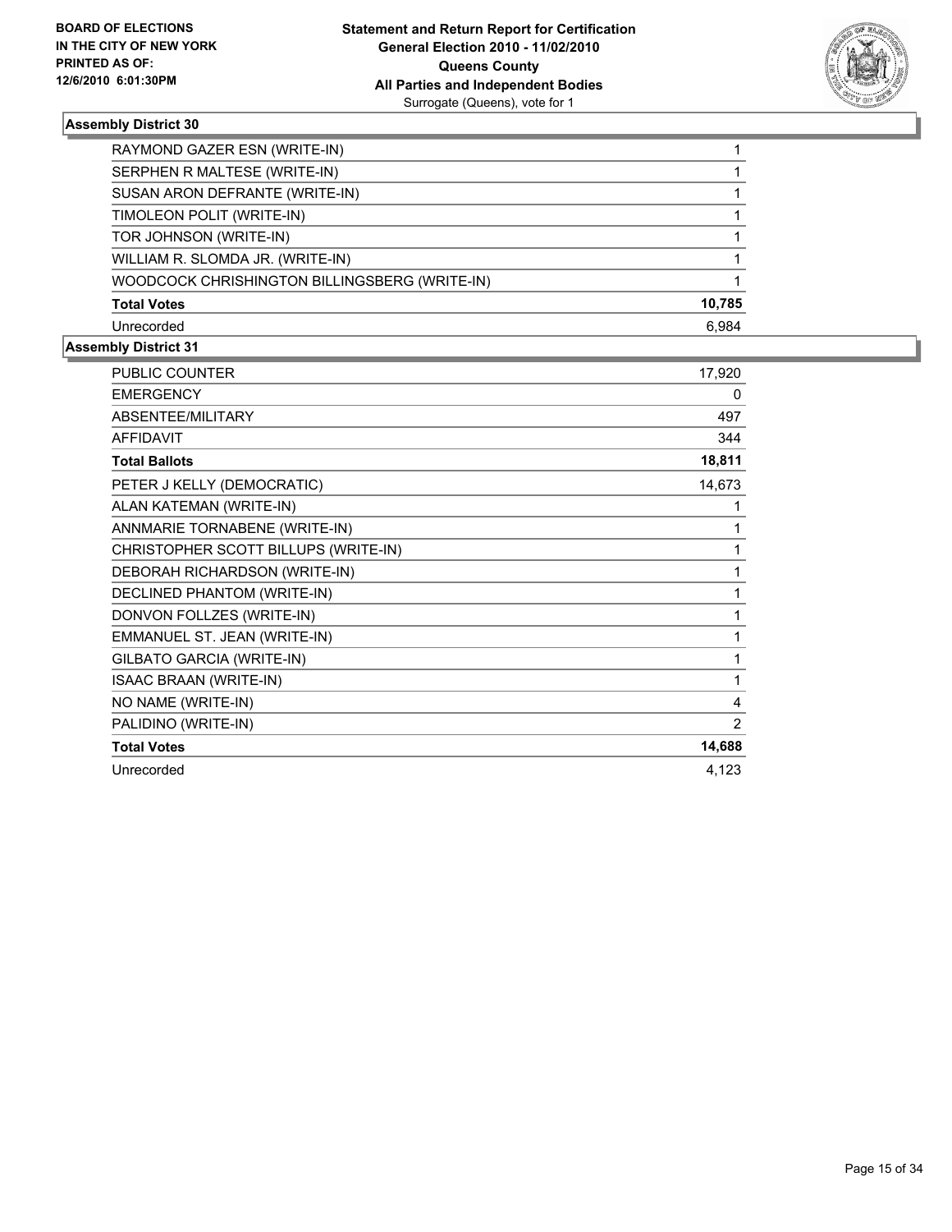**Assembly District 30**

| | |
|---|---|
| RAYMOND GAZER ESN (WRITE-IN) | 1 |
| SERPHEN R MALTESE (WRITE-IN) | 1 |
| SUSAN ARON DEFRANTE (WRITE-IN) | 1 |
| TIMOLEON POLIT (WRITE-IN) | 1 |
| TOR JOHNSON (WRITE-IN) | 1 |
| WILLIAM R. SLOMDA JR. (WRITE-IN) | 1 |
| WOODCOCK CHRISHINGTON BILLINGSBERG (WRITE-IN) | 1 |
| **Total Votes** | **10,785** |
| Unrecorded | 6,984 |

**Assembly District 31**

| | |
|---|---|
| PUBLIC COUNTER | 17,920 |
| EMERGENCY | 0 |
| ABSENTEE/MILITARY | 497 |
| AFFIDAVIT | 344 |
| **Total Ballots** | **18,811** |
| PETER J KELLY (DEMOCRATIC) | 14,673 |
| ALAN KATEMAN (WRITE-IN) | 1 |
| ANNMARIE TORNABENE (WRITE-IN) | 1 |
| CHRISTOPHER SCOTT BILLUPS (WRITE-IN) | 1 |
| DEBORAH RICHARDSON (WRITE-IN) | 1 |
| DECLINED PHANTOM (WRITE-IN) | 1 |
| DONVON FOLLZES (WRITE-IN) | 1 |
| EMMANUEL ST. JEAN (WRITE-IN) | 1 |
| GILBATO GARCIA (WRITE-IN) | 1 |
| ISAAC BRAAN (WRITE-IN) | 1 |
| NO NAME (WRITE-IN) | 4 |
| PALIDINO (WRITE-IN) | 2 |
| **Total Votes** | **14,688** |
| Unrecorded | 4,123 |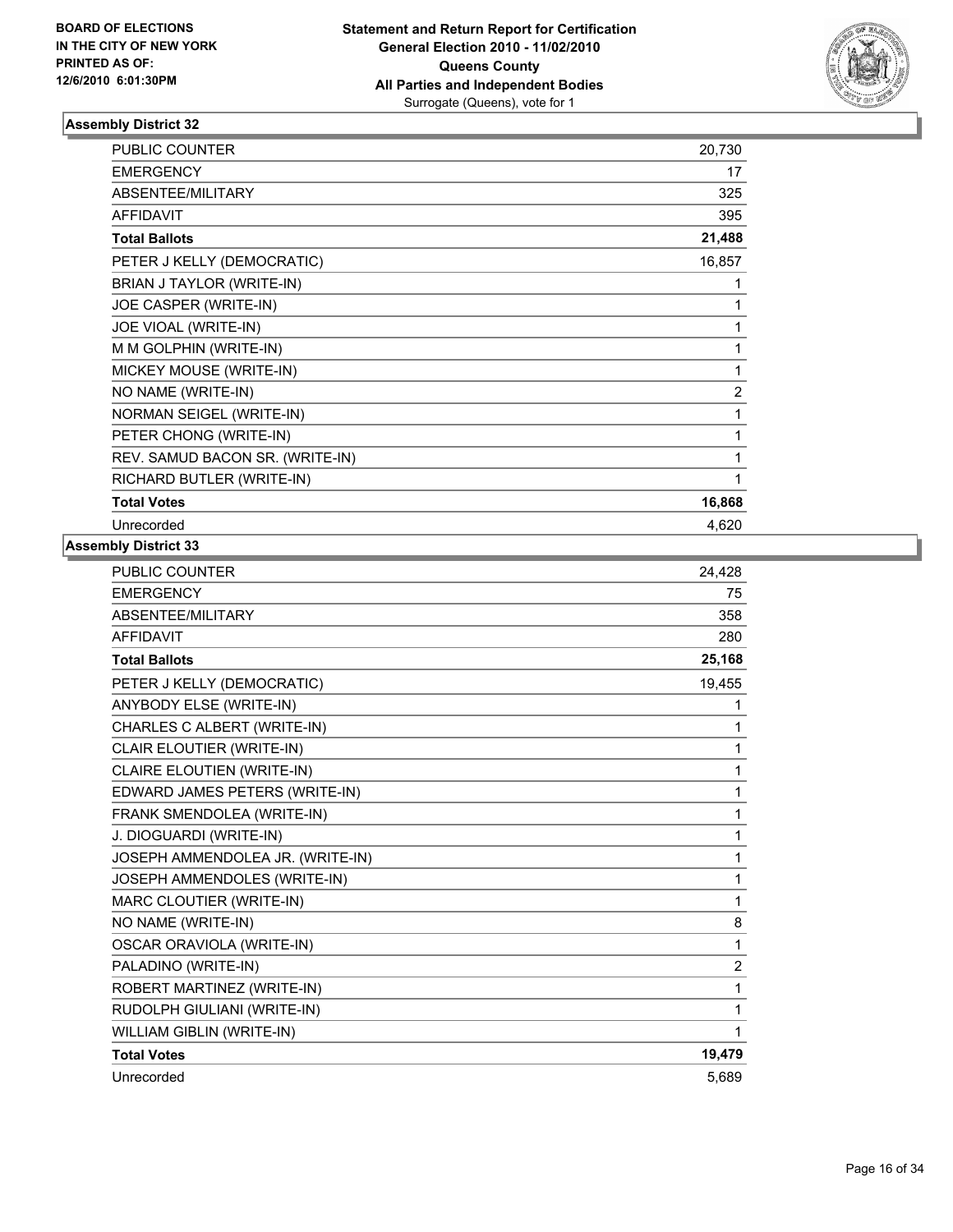BOARD OF ELECTIONS
IN THE CITY OF NEW YORK
PRINTED AS OF:
12/6/2010 6:01:30PM

**Statement and Return Report for Certification**
**General Election 2010 - 11/02/2010**
**Queens County**
**All Parties and Independent Bodies**
Surrogate (Queens), vote for 1

### Assembly District 32

| | |
|---|---|
| PUBLIC COUNTER | 20,730 |
| EMERGENCY | 17 |
| ABSENTEE/MILITARY | 325 |
| AFFIDAVIT | 395 |
| **Total Ballots** | **21,488** |
| PETER J KELLY (DEMOCRATIC) | 16,857 |
| BRIAN J TAYLOR (WRITE-IN) | 1 |
| JOE CASPER (WRITE-IN) | 1 |
| JOE VIOAL (WRITE-IN) | 1 |
| M M GOLPHIN (WRITE-IN) | 1 |
| MICKEY MOUSE (WRITE-IN) | 1 |
| NO NAME (WRITE-IN) | 2 |
| NORMAN SEIGEL (WRITE-IN) | 1 |
| PETER CHONG (WRITE-IN) | 1 |
| REV. SAMUD BACON SR. (WRITE-IN) | 1 |
| RICHARD BUTLER (WRITE-IN) | 1 |
| **Total Votes** | **16,868** |
| Unrecorded | 4,620 |

### Assembly District 33

| | |
|---|---|
| PUBLIC COUNTER | 24,428 |
| EMERGENCY | 75 |
| ABSENTEE/MILITARY | 358 |
| AFFIDAVIT | 280 |
| **Total Ballots** | **25,168** |
| PETER J KELLY (DEMOCRATIC) | 19,455 |
| ANYBODY ELSE (WRITE-IN) | 1 |
| CHARLES C ALBERT (WRITE-IN) | 1 |
| CLAIR ELOUTIER (WRITE-IN) | 1 |
| CLAIRE ELOUTIEN (WRITE-IN) | 1 |
| EDWARD JAMES PETERS (WRITE-IN) | 1 |
| FRANK SMENDOLEA (WRITE-IN) | 1 |
| J. DIOGUARDI (WRITE-IN) | 1 |
| JOSEPH AMMENDOLEA JR. (WRITE-IN) | 1 |
| JOSEPH AMMENDOLES (WRITE-IN) | 1 |
| MARC CLOUTIER (WRITE-IN) | 1 |
| NO NAME (WRITE-IN) | 8 |
| OSCAR ORAVIOLA (WRITE-IN) | 1 |
| PALADINO (WRITE-IN) | 2 |
| ROBERT MARTINEZ (WRITE-IN) | 1 |
| RUDOLPH GIULIANI (WRITE-IN) | 1 |
| WILLIAM GIBLIN (WRITE-IN) | 1 |
| **Total Votes** | **19,479** |
| Unrecorded | 5,689 |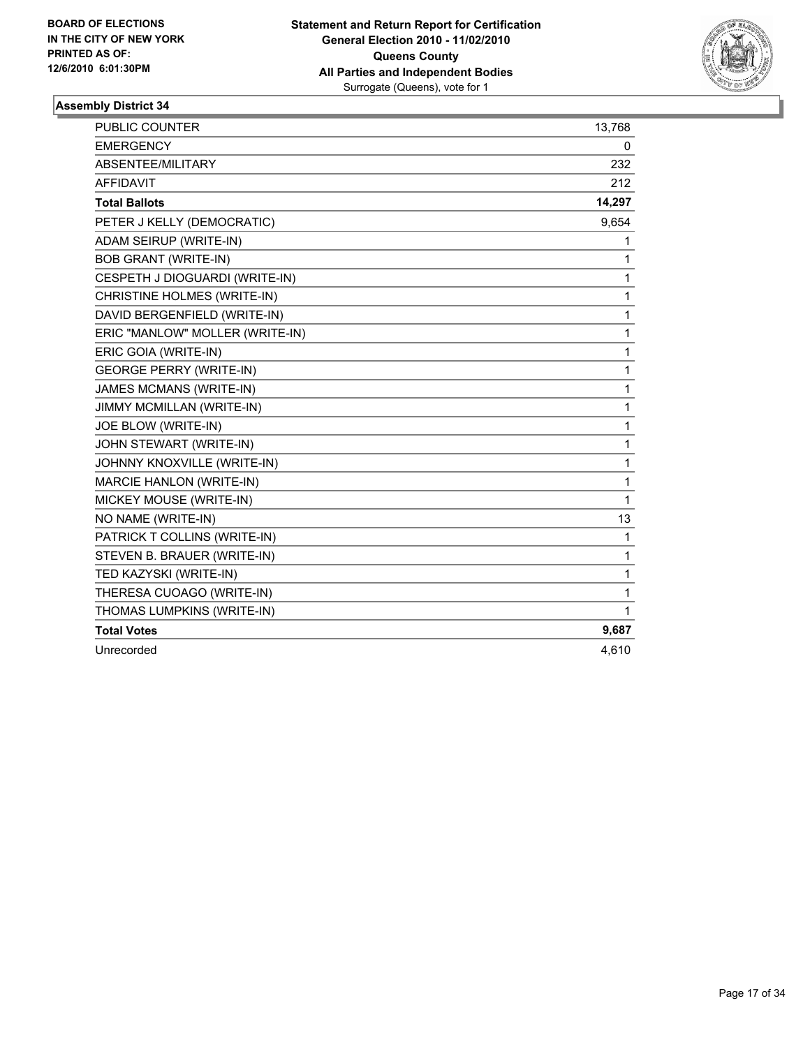**BOARD OF ELECTIONS IN THE CITY OF NEW YORK PRINTED AS OF: 12/6/2010 6:01:30PM**

**Statement and Return Report for Certification General Election 2010 - 11/02/2010 Queens County All Parties and Independent Bodies**
Surrogate (Queens), vote for 1

### Assembly District 34

| | |
|---|---|
| PUBLIC COUNTER | 13,768 |
| EMERGENCY | 0 |
| ABSENTEE/MILITARY | 232 |
| AFFIDAVIT | 212 |
| **Total Ballots** | **14,297** |
| PETER J KELLY (DEMOCRATIC) | 9,654 |
| ADAM SEIRUP (WRITE-IN) | 1 |
| BOB GRANT (WRITE-IN) | 1 |
| CESPETH J DIOGUARDI (WRITE-IN) | 1 |
| CHRISTINE HOLMES (WRITE-IN) | 1 |
| DAVID BERGENFIELD (WRITE-IN) | 1 |
| ERIC "MANLOW" MOLLER (WRITE-IN) | 1 |
| ERIC GOIA (WRITE-IN) | 1 |
| GEORGE PERRY (WRITE-IN) | 1 |
| JAMES MCMANS (WRITE-IN) | 1 |
| JIMMY MCMILLAN (WRITE-IN) | 1 |
| JOE BLOW (WRITE-IN) | 1 |
| JOHN STEWART (WRITE-IN) | 1 |
| JOHNNY KNOXVILLE (WRITE-IN) | 1 |
| MARCIE HANLON (WRITE-IN) | 1 |
| MICKEY MOUSE (WRITE-IN) | 1 |
| NO NAME (WRITE-IN) | 13 |
| PATRICK T COLLINS (WRITE-IN) | 1 |
| STEVEN B. BRAUER (WRITE-IN) | 1 |
| TED KAZYSKI (WRITE-IN) | 1 |
| THERESA CUOAGO (WRITE-IN) | 1 |
| THOMAS LUMPKINS (WRITE-IN) | 1 |
| **Total Votes** | **9,687** |
| Unrecorded | 4,610 |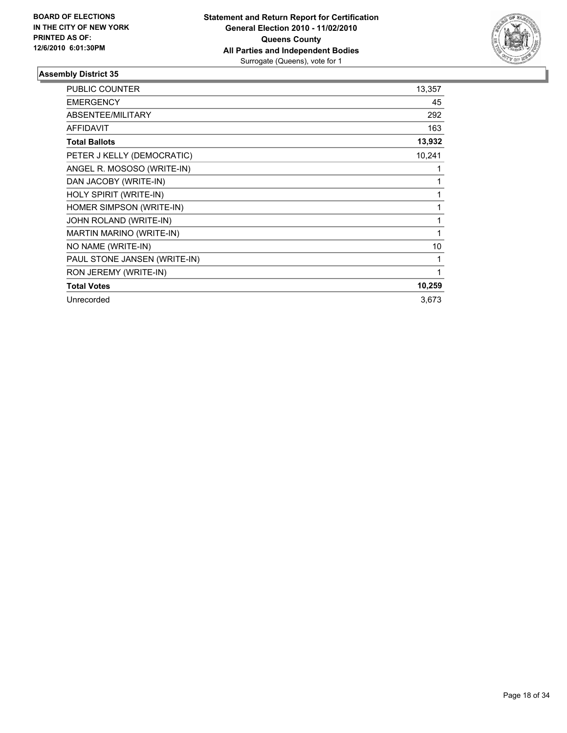**BOARD OF ELECTIONS IN THE CITY OF NEW YORK PRINTED AS OF: 12/6/2010 6:01:30PM**

**Statement and Return Report for Certification General Election 2010 - 11/02/2010 Queens County All Parties and Independent Bodies**
Surrogate (Queens), vote for 1

## Assembly District 35

| | |
|---|---|
| PUBLIC COUNTER | 13,357 |
| EMERGENCY | 45 |
| ABSENTEE/MILITARY | 292 |
| AFFIDAVIT | 163 |
| **Total Ballots** | **13,932** |
| PETER J KELLY (DEMOCRATIC) | 10,241 |
| ANGEL R. MOSOSO (WRITE-IN) | 1 |
| DAN JACOBY (WRITE-IN) | 1 |
| HOLY SPIRIT (WRITE-IN) | 1 |
| HOMER SIMPSON (WRITE-IN) | 1 |
| JOHN ROLAND (WRITE-IN) | 1 |
| MARTIN MARINO (WRITE-IN) | 1 |
| NO NAME (WRITE-IN) | 10 |
| PAUL STONE JANSEN (WRITE-IN) | 1 |
| RON JEREMY (WRITE-IN) | 1 |
| **Total Votes** | **10,259** |
| Unrecorded | 3,673 |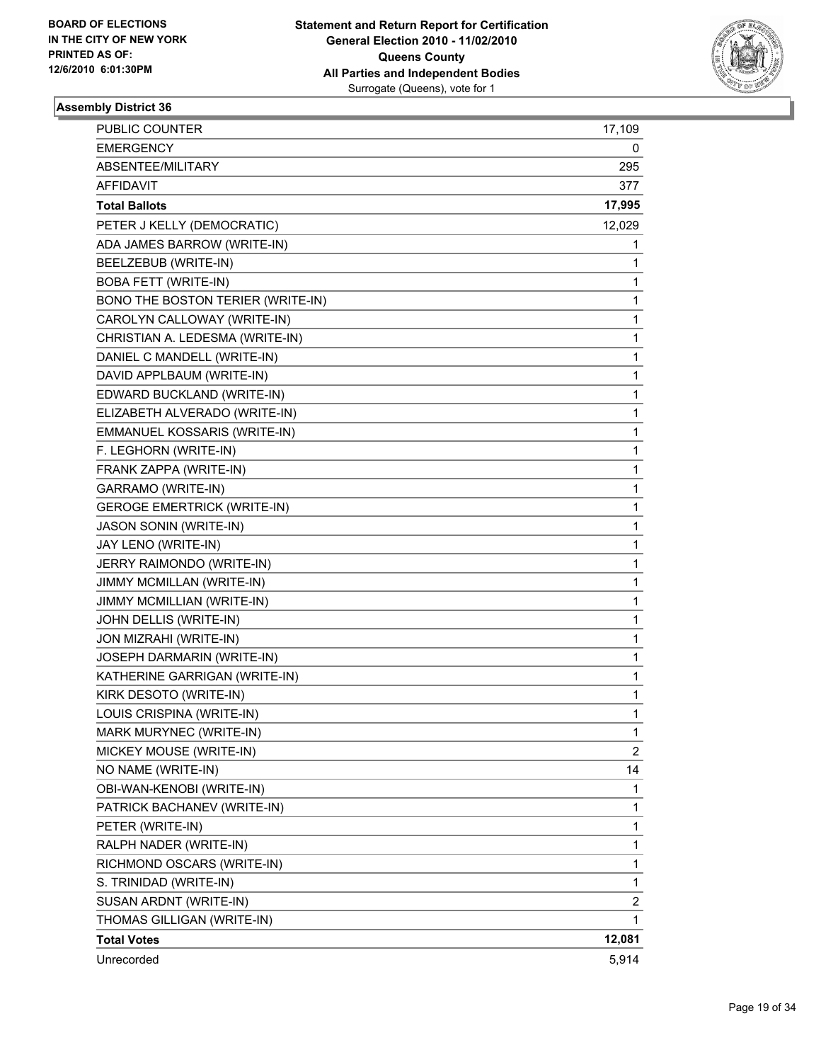BOARD OF ELECTIONS
IN THE CITY OF NEW YORK
PRINTED AS OF:
12/6/2010 6:01:30PM

**Statement and Return Report for Certification**
**General Election 2010 - 11/02/2010**
**Queens County**
**All Parties and Independent Bodies**
Surrogate (Queens), vote for 1

### Assembly District 36

| | |
|---|---|
| PUBLIC COUNTER | 17,109 |
| EMERGENCY | 0 |
| ABSENTEE/MILITARY | 295 |
| AFFIDAVIT | 377 |
| **Total Ballots** | **17,995** |
| PETER J KELLY (DEMOCRATIC) | 12,029 |
| ADA JAMES BARROW (WRITE-IN) | 1 |
| BEELZEBUB (WRITE-IN) | 1 |
| BOBA FETT (WRITE-IN) | 1 |
| BONO THE BOSTON TERIER (WRITE-IN) | 1 |
| CAROLYN CALLOWAY (WRITE-IN) | 1 |
| CHRISTIAN A. LEDESMA (WRITE-IN) | 1 |
| DANIEL C MANDELL (WRITE-IN) | 1 |
| DAVID APPLBAUM (WRITE-IN) | 1 |
| EDWARD BUCKLAND (WRITE-IN) | 1 |
| ELIZABETH ALVERADO (WRITE-IN) | 1 |
| EMMANUEL KOSSARIS (WRITE-IN) | 1 |
| F. LEGHORN (WRITE-IN) | 1 |
| FRANK ZAPPA (WRITE-IN) | 1 |
| GARRAMO (WRITE-IN) | 1 |
| GEROGE EMERTRICK (WRITE-IN) | 1 |
| JASON SONIN (WRITE-IN) | 1 |
| JAY LENO (WRITE-IN) | 1 |
| JERRY RAIMONDO (WRITE-IN) | 1 |
| JIMMY MCMILLAN (WRITE-IN) | 1 |
| JIMMY MCMILLIAN (WRITE-IN) | 1 |
| JOHN DELLIS (WRITE-IN) | 1 |
| JON MIZRAHI (WRITE-IN) | 1 |
| JOSEPH DARMARIN (WRITE-IN) | 1 |
| KATHERINE GARRIGAN (WRITE-IN) | 1 |
| KIRK DESOTO (WRITE-IN) | 1 |
| LOUIS CRISPINA (WRITE-IN) | 1 |
| MARK MURYNEC (WRITE-IN) | 1 |
| MICKEY MOUSE (WRITE-IN) | 2 |
| NO NAME (WRITE-IN) | 14 |
| OBI-WAN-KENOBI (WRITE-IN) | 1 |
| PATRICK BACHANEV (WRITE-IN) | 1 |
| PETER (WRITE-IN) | 1 |
| RALPH NADER (WRITE-IN) | 1 |
| RICHMOND OSCARS (WRITE-IN) | 1 |
| S. TRINIDAD (WRITE-IN) | 1 |
| SUSAN ARDNT (WRITE-IN) | 2 |
| THOMAS GILLIGAN (WRITE-IN) | 1 |
| **Total Votes** | **12,081** |
| Unrecorded | 5,914 |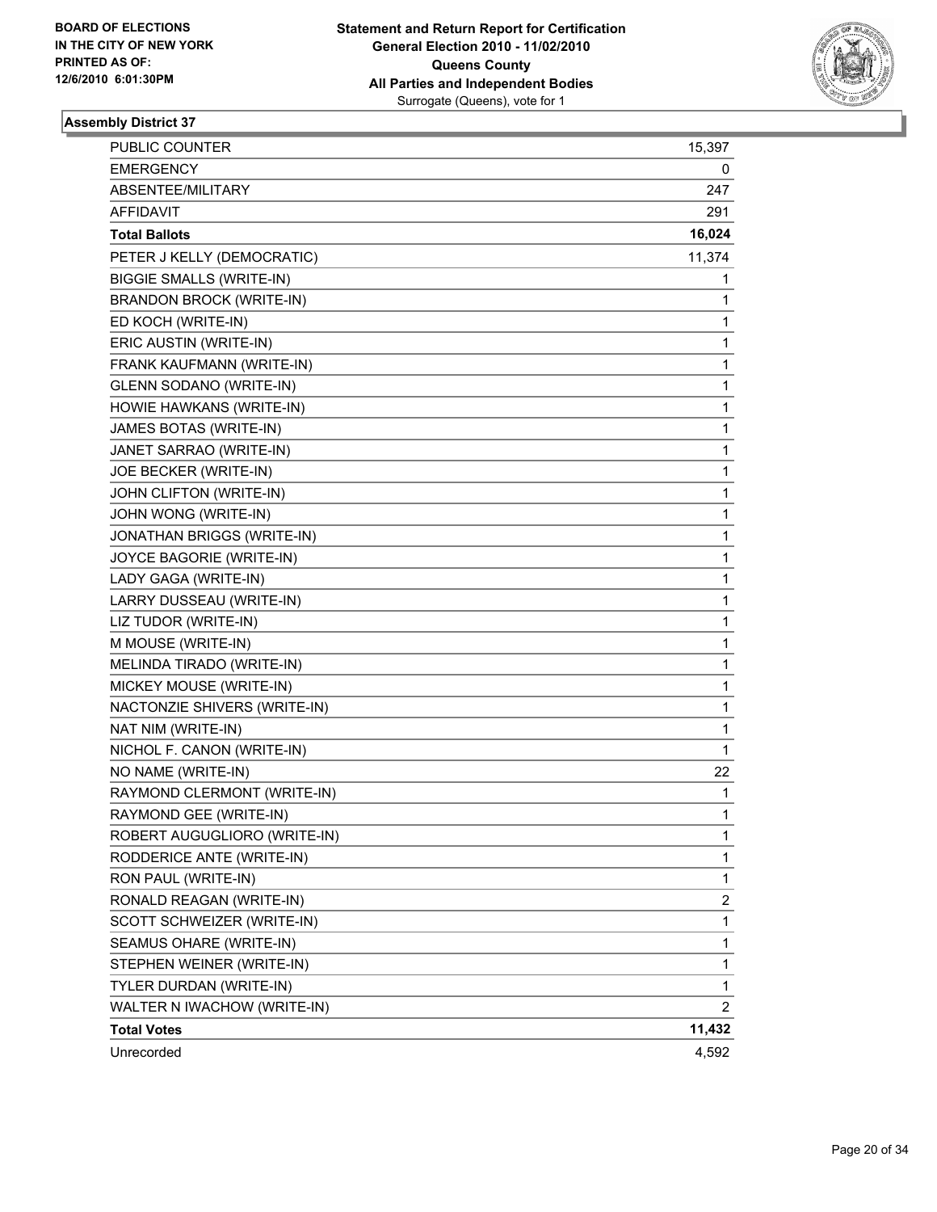**BOARD OF ELECTIONS IN THE CITY OF NEW YORK PRINTED AS OF: 12/6/2010 6:01:30PM**

**Statement and Return Report for Certification General Election 2010 - 11/02/2010 Queens County All Parties and Independent Bodies**
Surrogate (Queens), vote for 1

### Assembly District 37

| | |
|---|---|
| PUBLIC COUNTER | 15,397 |
| EMERGENCY | 0 |
| ABSENTEE/MILITARY | 247 |
| AFFIDAVIT | 291 |
| **Total Ballots** | **16,024** |
| PETER J KELLY (DEMOCRATIC) | 11,374 |
| BIGGIE SMALLS (WRITE-IN) | 1 |
| BRANDON BROCK (WRITE-IN) | 1 |
| ED KOCH (WRITE-IN) | 1 |
| ERIC AUSTIN (WRITE-IN) | 1 |
| FRANK KAUFMANN (WRITE-IN) | 1 |
| GLENN SODANO (WRITE-IN) | 1 |
| HOWIE HAWKANS (WRITE-IN) | 1 |
| JAMES BOTAS (WRITE-IN) | 1 |
| JANET SARRAO (WRITE-IN) | 1 |
| JOE BECKER (WRITE-IN) | 1 |
| JOHN CLIFTON (WRITE-IN) | 1 |
| JOHN WONG (WRITE-IN) | 1 |
| JONATHAN BRIGGS (WRITE-IN) | 1 |
| JOYCE BAGORIE (WRITE-IN) | 1 |
| LADY GAGA (WRITE-IN) | 1 |
| LARRY DUSSEAU (WRITE-IN) | 1 |
| LIZ TUDOR (WRITE-IN) | 1 |
| M MOUSE (WRITE-IN) | 1 |
| MELINDA TIRADO (WRITE-IN) | 1 |
| MICKEY MOUSE (WRITE-IN) | 1 |
| NACTONZIE SHIVERS (WRITE-IN) | 1 |
| NAT NIM (WRITE-IN) | 1 |
| NICHOL F. CANON (WRITE-IN) | 1 |
| NO NAME (WRITE-IN) | 22 |
| RAYMOND CLERMONT (WRITE-IN) | 1 |
| RAYMOND GEE (WRITE-IN) | 1 |
| ROBERT AUGUGLIORO (WRITE-IN) | 1 |
| RODDERICE ANTE (WRITE-IN) | 1 |
| RON PAUL (WRITE-IN) | 1 |
| RONALD REAGAN (WRITE-IN) | 2 |
| SCOTT SCHWEIZER (WRITE-IN) | 1 |
| SEAMUS OHARE (WRITE-IN) | 1 |
| STEPHEN WEINER (WRITE-IN) | 1 |
| TYLER DURDAN (WRITE-IN) | 1 |
| WALTER N IWACHOW (WRITE-IN) | 2 |
| **Total Votes** | **11,432** |
| Unrecorded | 4,592 |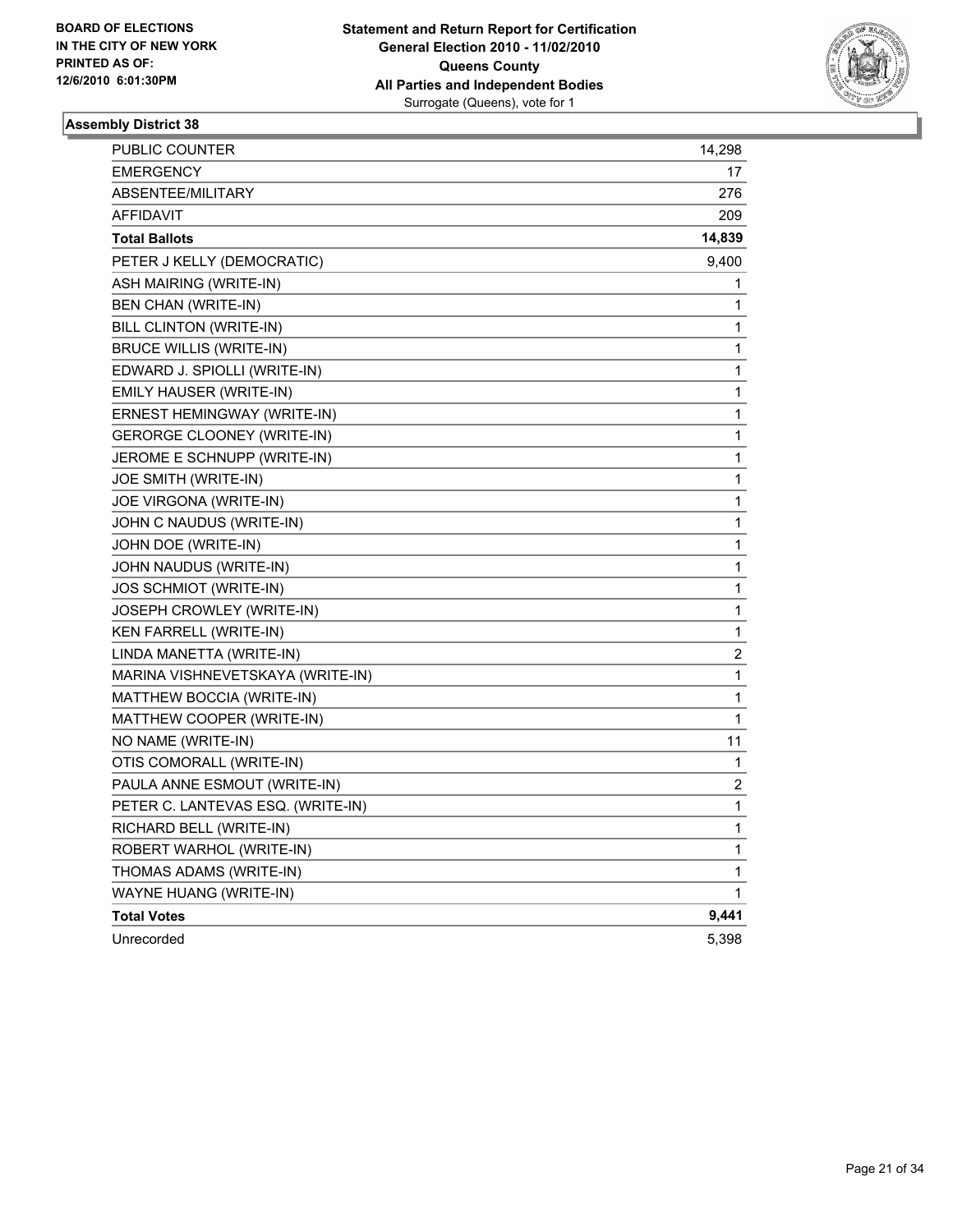**BOARD OF ELECTIONS IN THE CITY OF NEW YORK PRINTED AS OF: 12/6/2010 6:01:30PM**

**Statement and Return Report for Certification General Election 2010 - 11/02/2010 Queens County All Parties and Independent Bodies**
Surrogate (Queens), vote for 1

## Assembly District 38

| | |
|---|---|
| PUBLIC COUNTER | 14,298 |
| EMERGENCY | 17 |
| ABSENTEE/MILITARY | 276 |
| AFFIDAVIT | 209 |
| **Total Ballots** | **14,839** |
| PETER J KELLY (DEMOCRATIC) | 9,400 |
| ASH MAIRING (WRITE-IN) | 1 |
| BEN CHAN (WRITE-IN) | 1 |
| BILL CLINTON (WRITE-IN) | 1 |
| BRUCE WILLIS (WRITE-IN) | 1 |
| EDWARD J. SPIOLLI (WRITE-IN) | 1 |
| EMILY HAUSER (WRITE-IN) | 1 |
| ERNEST HEMINGWAY (WRITE-IN) | 1 |
| GERORGE CLOONEY (WRITE-IN) | 1 |
| JEROME E SCHNUPP (WRITE-IN) | 1 |
| JOE SMITH (WRITE-IN) | 1 |
| JOE VIRGONA (WRITE-IN) | 1 |
| JOHN C NAUDUS (WRITE-IN) | 1 |
| JOHN DOE (WRITE-IN) | 1 |
| JOHN NAUDUS (WRITE-IN) | 1 |
| JOS SCHMIOT (WRITE-IN) | 1 |
| JOSEPH CROWLEY (WRITE-IN) | 1 |
| KEN FARRELL (WRITE-IN) | 1 |
| LINDA MANETTA (WRITE-IN) | 2 |
| MARINA VISHNEVETSKAYA (WRITE-IN) | 1 |
| MATTHEW BOCCIA (WRITE-IN) | 1 |
| MATTHEW COOPER (WRITE-IN) | 1 |
| NO NAME (WRITE-IN) | 11 |
| OTIS COMORALL (WRITE-IN) | 1 |
| PAULA ANNE ESMOUT (WRITE-IN) | 2 |
| PETER C. LANTEVAS ESQ. (WRITE-IN) | 1 |
| RICHARD BELL (WRITE-IN) | 1 |
| ROBERT WARHOL (WRITE-IN) | 1 |
| THOMAS ADAMS (WRITE-IN) | 1 |
| WAYNE HUANG (WRITE-IN) | 1 |
| **Total Votes** | **9,441** |
| Unrecorded | 5,398 |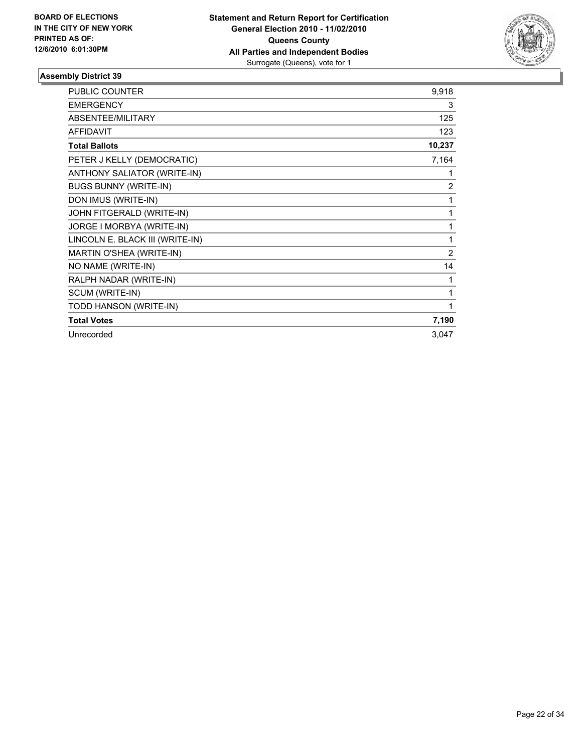**BOARD OF ELECTIONS IN THE CITY OF NEW YORK PRINTED AS OF: 12/6/2010 6:01:30PM**

**Statement and Return Report for Certification**
**General Election 2010 - 11/02/2010**
**Queens County**
**All Parties and Independent Bodies**
Surrogate (Queens), vote for 1

### Assembly District 39

| | |
|---|---|
| PUBLIC COUNTER | 9,918 |
| EMERGENCY | 3 |
| ABSENTEE/MILITARY | 125 |
| AFFIDAVIT | 123 |
| **Total Ballots** | **10,237** |
| PETER J KELLY (DEMOCRATIC) | 7,164 |
| ANTHONY SALIATOR (WRITE-IN) | 1 |
| BUGS BUNNY (WRITE-IN) | 2 |
| DON IMUS (WRITE-IN) | 1 |
| JOHN FITGERALD (WRITE-IN) | 1 |
| JORGE I MORBYA (WRITE-IN) | 1 |
| LINCOLN E. BLACK III (WRITE-IN) | 1 |
| MARTIN O'SHEA (WRITE-IN) | 2 |
| NO NAME (WRITE-IN) | 14 |
| RALPH NADAR (WRITE-IN) | 1 |
| SCUM (WRITE-IN) | 1 |
| TODD HANSON (WRITE-IN) | 1 |
| **Total Votes** | **7,190** |
| Unrecorded | 3,047 |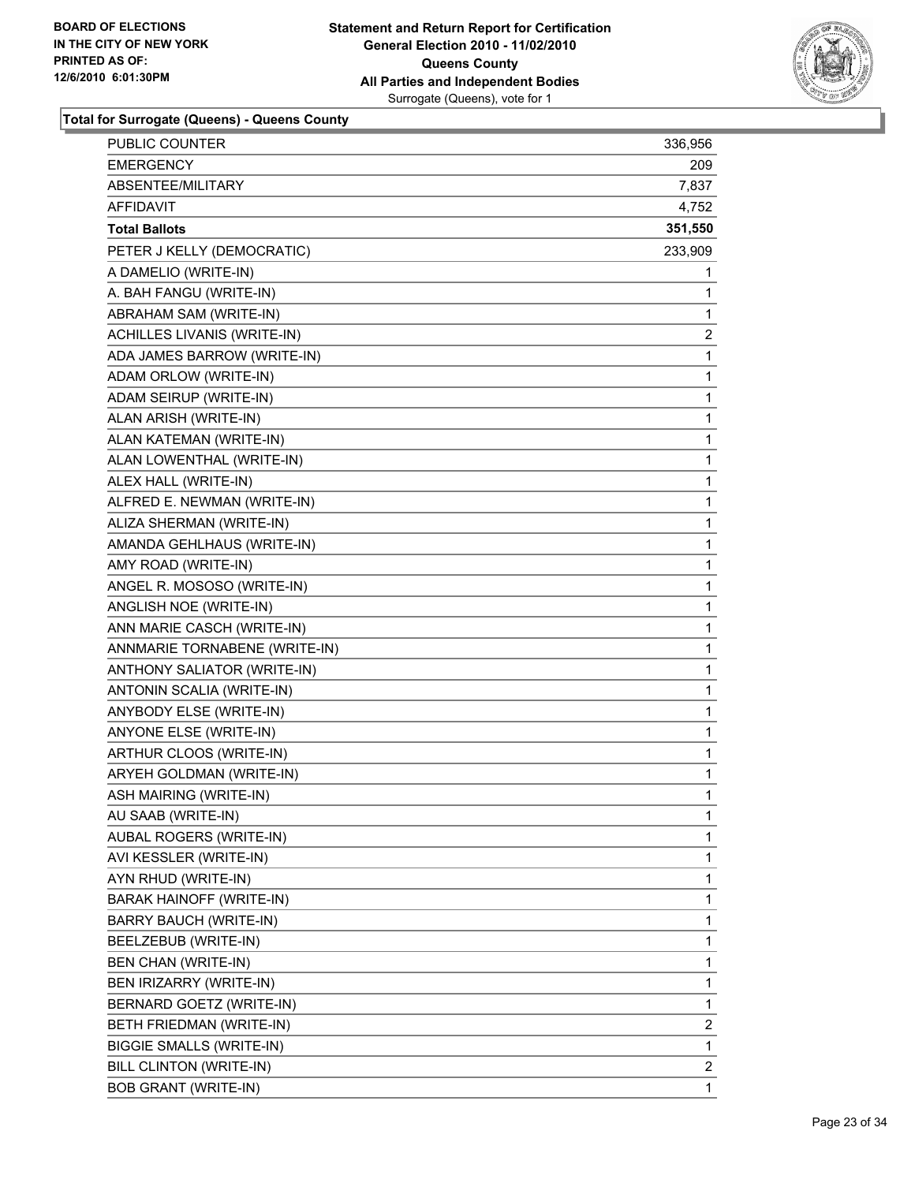**BOARD OF ELECTIONS IN THE CITY OF NEW YORK PRINTED AS OF: 12/6/2010 6:01:30PM**

**Statement and Return Report for Certification General Election 2010 - 11/02/2010 Queens County All Parties and Independent Bodies**
Surrogate (Queens), vote for 1

**Total for Surrogate (Queens) - Queens County**

| | |
|---|---|
| PUBLIC COUNTER | 336,956 |
| EMERGENCY | 209 |
| ABSENTEE/MILITARY | 7,837 |
| AFFIDAVIT | 4,752 |
| **Total Ballots** | **351,550** |
| PETER J KELLY (DEMOCRATIC) | 233,909 |
| A DAMELIO (WRITE-IN) | 1 |
| A. BAH FANGU (WRITE-IN) | 1 |
| ABRAHAM SAM (WRITE-IN) | 1 |
| ACHILLES LIVANIS (WRITE-IN) | 2 |
| ADA JAMES BARROW (WRITE-IN) | 1 |
| ADAM ORLOW (WRITE-IN) | 1 |
| ADAM SEIRUP (WRITE-IN) | 1 |
| ALAN ARISH (WRITE-IN) | 1 |
| ALAN KATEMAN (WRITE-IN) | 1 |
| ALAN LOWENTHAL (WRITE-IN) | 1 |
| ALEX HALL (WRITE-IN) | 1 |
| ALFRED E. NEWMAN (WRITE-IN) | 1 |
| ALIZA SHERMAN (WRITE-IN) | 1 |
| AMANDA GEHLHAUS (WRITE-IN) | 1 |
| AMY ROAD (WRITE-IN) | 1 |
| ANGEL R. MOSOSO (WRITE-IN) | 1 |
| ANGLISH NOE (WRITE-IN) | 1 |
| ANN MARIE CASCH (WRITE-IN) | 1 |
| ANNMARIE TORNABENE (WRITE-IN) | 1 |
| ANTHONY SALIATOR (WRITE-IN) | 1 |
| ANTONIN SCALIA (WRITE-IN) | 1 |
| ANYBODY ELSE (WRITE-IN) | 1 |
| ANYONE ELSE (WRITE-IN) | 1 |
| ARTHUR CLOOS (WRITE-IN) | 1 |
| ARYEH GOLDMAN (WRITE-IN) | 1 |
| ASH MAIRING (WRITE-IN) | 1 |
| AU SAAB (WRITE-IN) | 1 |
| AUBAL ROGERS (WRITE-IN) | 1 |
| AVI KESSLER (WRITE-IN) | 1 |
| AYN RHUD (WRITE-IN) | 1 |
| BARAK HAINOFF (WRITE-IN) | 1 |
| BARRY BAUCH (WRITE-IN) | 1 |
| BEELZEBUB (WRITE-IN) | 1 |
| BEN CHAN (WRITE-IN) | 1 |
| BEN IRIZARRY (WRITE-IN) | 1 |
| BERNARD GOETZ (WRITE-IN) | 1 |
| BETH FRIEDMAN (WRITE-IN) | 2 |
| BIGGIE SMALLS (WRITE-IN) | 1 |
| BILL CLINTON (WRITE-IN) | 2 |
| BOB GRANT (WRITE-IN) | 1 |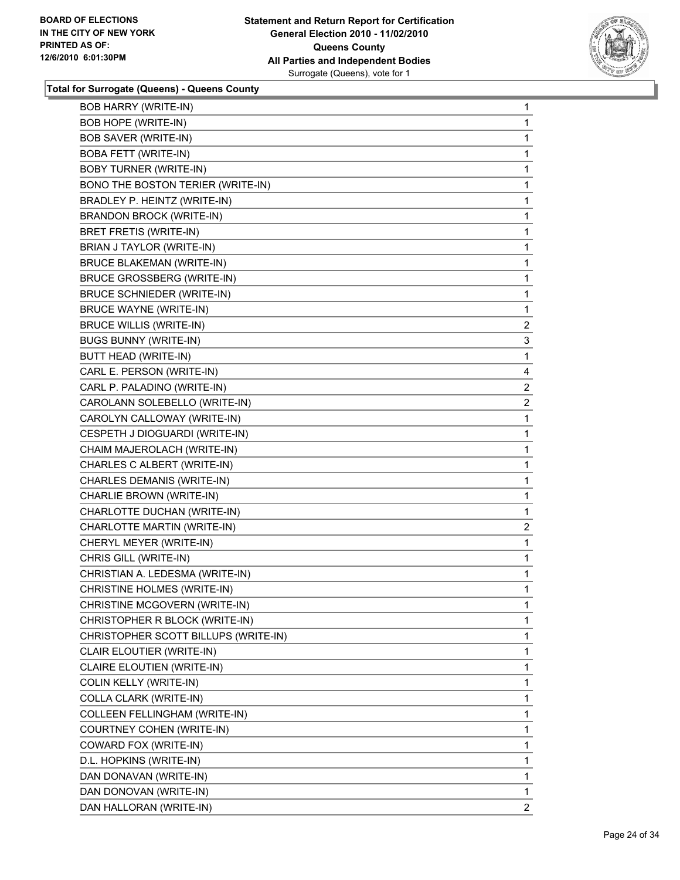**Total for Surrogate (Queens) - Queens County**

| Candidate | Votes |
|---|---|
| BOB HARRY (WRITE-IN) | 1 |
| BOB HOPE (WRITE-IN) | 1 |
| BOB SAVER (WRITE-IN) | 1 |
| BOBA FETT (WRITE-IN) | 1 |
| BOBY TURNER (WRITE-IN) | 1 |
| BONO THE BOSTON TERIER (WRITE-IN) | 1 |
| BRADLEY P. HEINTZ (WRITE-IN) | 1 |
| BRANDON BROCK (WRITE-IN) | 1 |
| BRET FRETIS (WRITE-IN) | 1 |
| BRIAN J TAYLOR (WRITE-IN) | 1 |
| BRUCE BLAKEMAN (WRITE-IN) | 1 |
| BRUCE GROSSBERG (WRITE-IN) | 1 |
| BRUCE SCHNIEDER (WRITE-IN) | 1 |
| BRUCE WAYNE (WRITE-IN) | 1 |
| BRUCE WILLIS (WRITE-IN) | 2 |
| BUGS BUNNY (WRITE-IN) | 3 |
| BUTT HEAD (WRITE-IN) | 1 |
| CARL E. PERSON (WRITE-IN) | 4 |
| CARL P. PALADINO (WRITE-IN) | 2 |
| CAROLANN SOLEBELLO (WRITE-IN) | 2 |
| CAROLYN CALLOWAY (WRITE-IN) | 1 |
| CESPETH J DIOGUARDI (WRITE-IN) | 1 |
| CHAIM MAJEROLACH (WRITE-IN) | 1 |
| CHARLES C ALBERT (WRITE-IN) | 1 |
| CHARLES DEMANIS (WRITE-IN) | 1 |
| CHARLIE BROWN (WRITE-IN) | 1 |
| CHARLOTTE DUCHAN (WRITE-IN) | 1 |
| CHARLOTTE MARTIN (WRITE-IN) | 2 |
| CHERYL MEYER (WRITE-IN) | 1 |
| CHRIS GILL (WRITE-IN) | 1 |
| CHRISTIAN A. LEDESMA (WRITE-IN) | 1 |
| CHRISTINE HOLMES (WRITE-IN) | 1 |
| CHRISTINE MCGOVERN (WRITE-IN) | 1 |
| CHRISTOPHER R BLOCK (WRITE-IN) | 1 |
| CHRISTOPHER SCOTT BILLUPS (WRITE-IN) | 1 |
| CLAIR ELOUTIER (WRITE-IN) | 1 |
| CLAIRE ELOUTIEN (WRITE-IN) | 1 |
| COLIN KELLY (WRITE-IN) | 1 |
| COLLA CLARK (WRITE-IN) | 1 |
| COLLEEN FELLINGHAM (WRITE-IN) | 1 |
| COURTNEY COHEN (WRITE-IN) | 1 |
| COWARD FOX (WRITE-IN) | 1 |
| D.L. HOPKINS (WRITE-IN) | 1 |
| DAN DONAVAN (WRITE-IN) | 1 |
| DAN DONOVAN (WRITE-IN) | 1 |
| DAN HALLORAN (WRITE-IN) | 2 |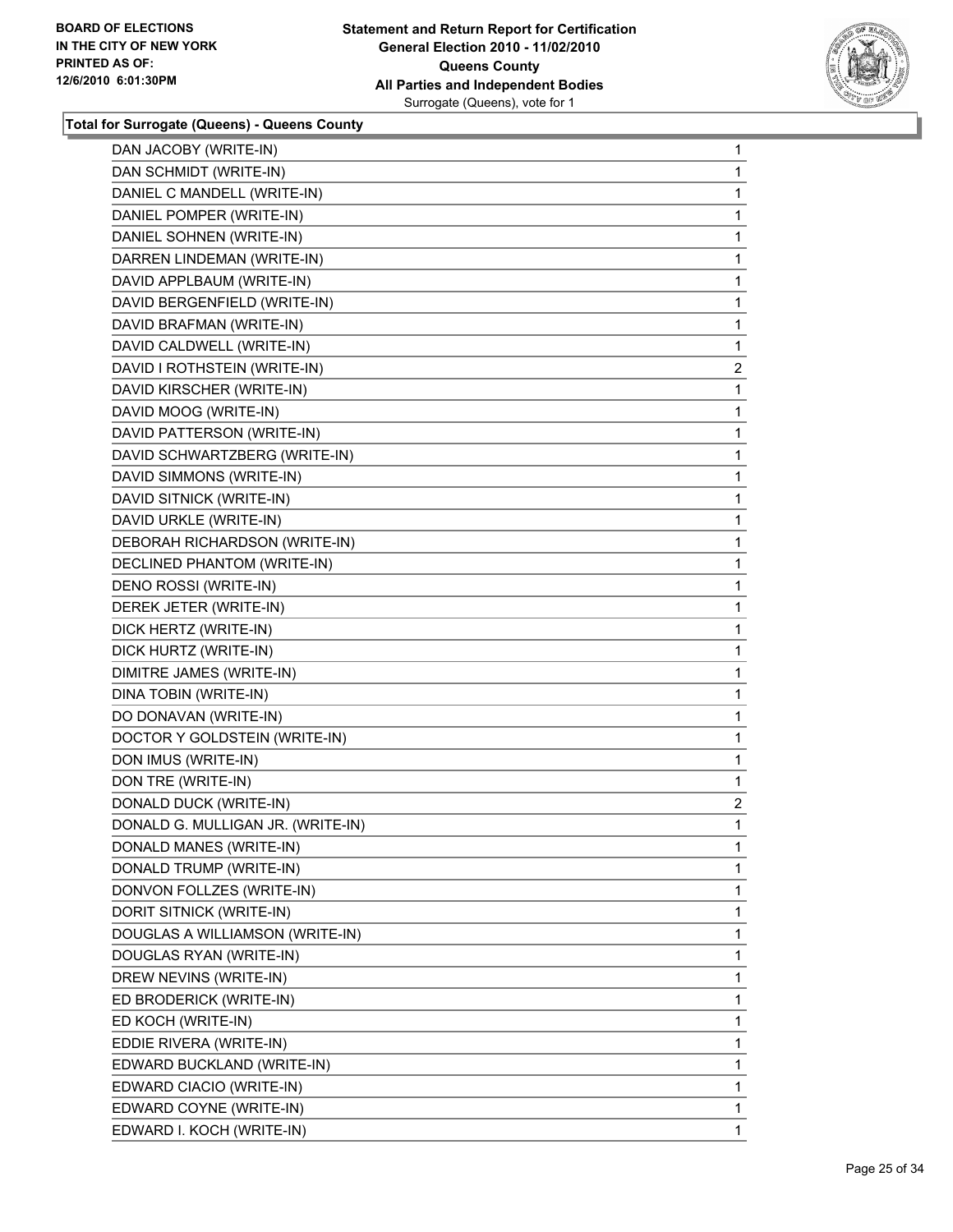**Total for Surrogate (Queens) - Queens County**

| | |
|---|---|
| DAN JACOBY (WRITE-IN) | 1 |
| DAN SCHMIDT (WRITE-IN) | 1 |
| DANIEL C MANDELL (WRITE-IN) | 1 |
| DANIEL POMPER (WRITE-IN) | 1 |
| DANIEL SOHNEN (WRITE-IN) | 1 |
| DARREN LINDEMAN (WRITE-IN) | 1 |
| DAVID APPLBAUM (WRITE-IN) | 1 |
| DAVID BERGENFIELD (WRITE-IN) | 1 |
| DAVID BRAFMAN (WRITE-IN) | 1 |
| DAVID CALDWELL (WRITE-IN) | 1 |
| DAVID I ROTHSTEIN (WRITE-IN) | 2 |
| DAVID KIRSCHER (WRITE-IN) | 1 |
| DAVID MOOG (WRITE-IN) | 1 |
| DAVID PATTERSON (WRITE-IN) | 1 |
| DAVID SCHWARTZBERG (WRITE-IN) | 1 |
| DAVID SIMMONS (WRITE-IN) | 1 |
| DAVID SITNICK (WRITE-IN) | 1 |
| DAVID URKLE (WRITE-IN) | 1 |
| DEBORAH RICHARDSON (WRITE-IN) | 1 |
| DECLINED PHANTOM (WRITE-IN) | 1 |
| DENO ROSSI (WRITE-IN) | 1 |
| DEREK JETER (WRITE-IN) | 1 |
| DICK HERTZ (WRITE-IN) | 1 |
| DICK HURTZ (WRITE-IN) | 1 |
| DIMITRE JAMES (WRITE-IN) | 1 |
| DINA TOBIN (WRITE-IN) | 1 |
| DO DONAVAN (WRITE-IN) | 1 |
| DOCTOR Y GOLDSTEIN (WRITE-IN) | 1 |
| DON IMUS (WRITE-IN) | 1 |
| DON TRE (WRITE-IN) | 1 |
| DONALD DUCK (WRITE-IN) | 2 |
| DONALD G. MULLIGAN JR. (WRITE-IN) | 1 |
| DONALD MANES (WRITE-IN) | 1 |
| DONALD TRUMP (WRITE-IN) | 1 |
| DONVON FOLLZES (WRITE-IN) | 1 |
| DORIT SITNICK (WRITE-IN) | 1 |
| DOUGLAS A WILLIAMSON (WRITE-IN) | 1 |
| DOUGLAS RYAN (WRITE-IN) | 1 |
| DREW NEVINS (WRITE-IN) | 1 |
| ED BRODERICK (WRITE-IN) | 1 |
| ED KOCH (WRITE-IN) | 1 |
| EDDIE RIVERA (WRITE-IN) | 1 |
| EDWARD BUCKLAND (WRITE-IN) | 1 |
| EDWARD CIACIO (WRITE-IN) | 1 |
| EDWARD COYNE (WRITE-IN) | 1 |
| EDWARD I. KOCH (WRITE-IN) | 1 |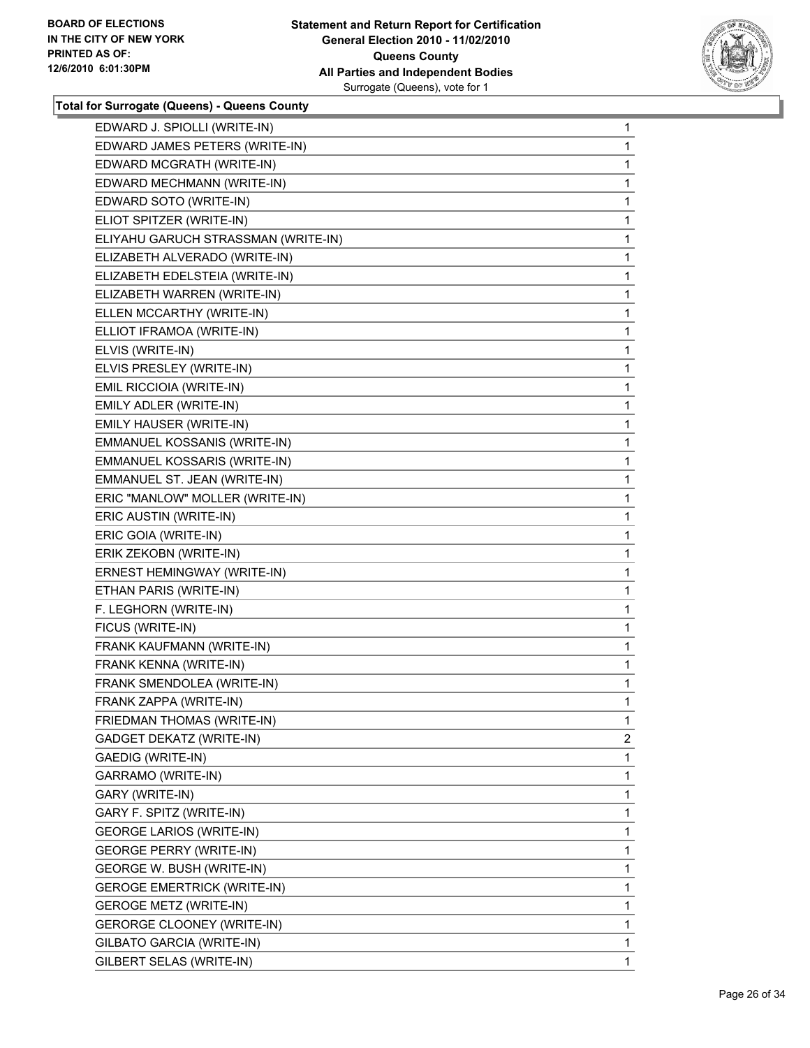**Total for Surrogate (Queens) - Queens County**

| | |
|---|---|
| EDWARD J. SPIOLLI (WRITE-IN) | 1 |
| EDWARD JAMES PETERS (WRITE-IN) | 1 |
| EDWARD MCGRATH (WRITE-IN) | 1 |
| EDWARD MECHMANN (WRITE-IN) | 1 |
| EDWARD SOTO (WRITE-IN) | 1 |
| ELIOT SPITZER (WRITE-IN) | 1 |
| ELIYAHU GARUCH STRASSMAN (WRITE-IN) | 1 |
| ELIZABETH ALVERADO (WRITE-IN) | 1 |
| ELIZABETH EDELSTEIA (WRITE-IN) | 1 |
| ELIZABETH WARREN (WRITE-IN) | 1 |
| ELLEN MCCARTHY (WRITE-IN) | 1 |
| ELLIOT IFRAMOA (WRITE-IN) | 1 |
| ELVIS (WRITE-IN) | 1 |
| ELVIS PRESLEY (WRITE-IN) | 1 |
| EMIL RICCIOIA (WRITE-IN) | 1 |
| EMILY ADLER (WRITE-IN) | 1 |
| EMILY HAUSER (WRITE-IN) | 1 |
| EMMANUEL KOSSANIS (WRITE-IN) | 1 |
| EMMANUEL KOSSARIS (WRITE-IN) | 1 |
| EMMANUEL ST. JEAN (WRITE-IN) | 1 |
| ERIC "MANLOW" MOLLER (WRITE-IN) | 1 |
| ERIC AUSTIN (WRITE-IN) | 1 |
| ERIC GOIA (WRITE-IN) | 1 |
| ERIK ZEKOBN (WRITE-IN) | 1 |
| ERNEST HEMINGWAY (WRITE-IN) | 1 |
| ETHAN PARIS (WRITE-IN) | 1 |
| F. LEGHORN (WRITE-IN) | 1 |
| FICUS (WRITE-IN) | 1 |
| FRANK KAUFMANN (WRITE-IN) | 1 |
| FRANK KENNA (WRITE-IN) | 1 |
| FRANK SMENDOLEA (WRITE-IN) | 1 |
| FRANK ZAPPA (WRITE-IN) | 1 |
| FRIEDMAN THOMAS (WRITE-IN) | 1 |
| GADGET DEKATZ (WRITE-IN) | 2 |
| GAEDIG (WRITE-IN) | 1 |
| GARRAMO (WRITE-IN) | 1 |
| GARY (WRITE-IN) | 1 |
| GARY F. SPITZ (WRITE-IN) | 1 |
| GEORGE LARIOS (WRITE-IN) | 1 |
| GEORGE PERRY (WRITE-IN) | 1 |
| GEORGE W. BUSH (WRITE-IN) | 1 |
| GEROGE EMERTRICK (WRITE-IN) | 1 |
| GEROGE METZ (WRITE-IN) | 1 |
| GERORGE CLOONEY (WRITE-IN) | 1 |
| GILBATO GARCIA (WRITE-IN) | 1 |
| GILBERT SELAS (WRITE-IN) | 1 |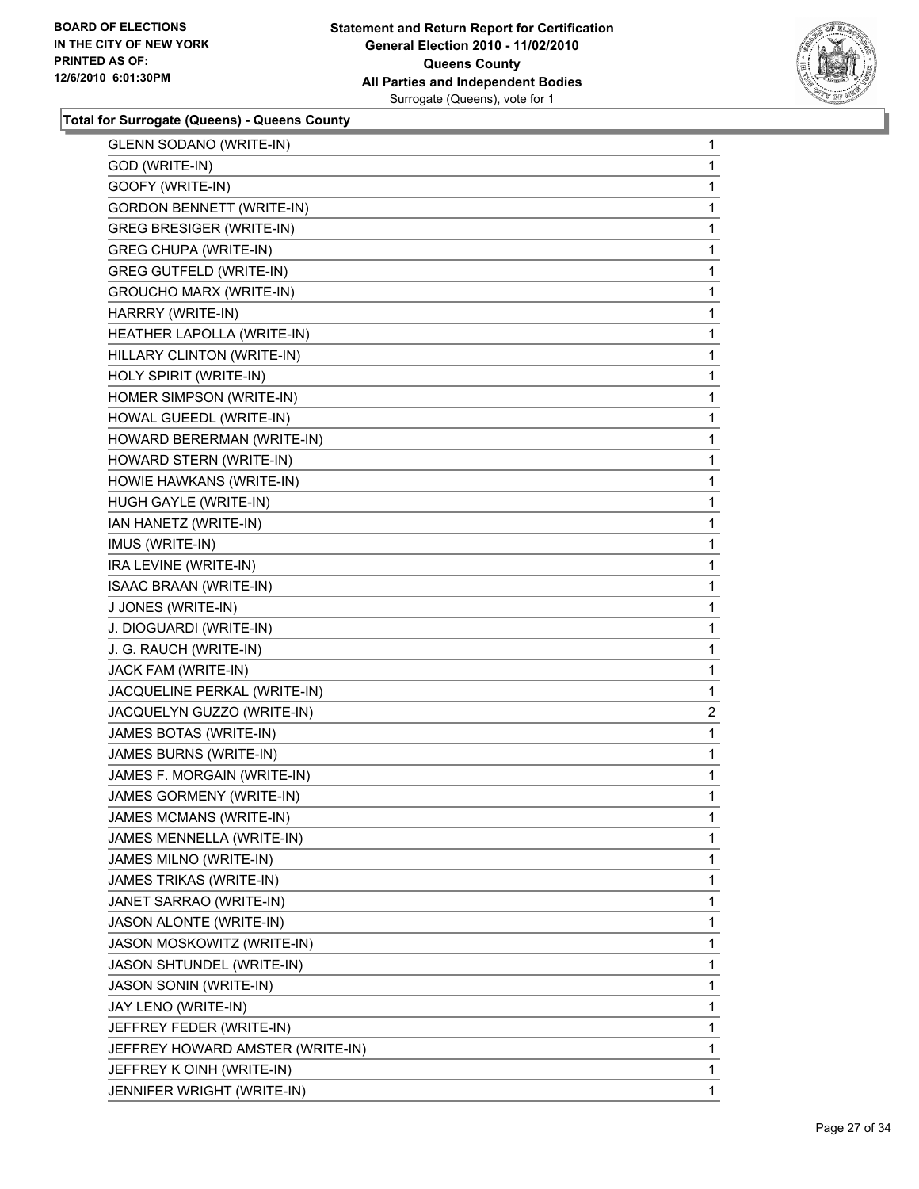**BOARD OF ELECTIONS IN THE CITY OF NEW YORK PRINTED AS OF: 12/6/2010 6:01:30PM**

**Statement and Return Report for Certification General Election 2010 - 11/02/2010 Queens County All Parties and Independent Bodies**
Surrogate (Queens), vote for 1

**Total for Surrogate (Queens) - Queens County**

| | |
|---|---|
| GLENN SODANO (WRITE-IN) | 1 |
| GOD (WRITE-IN) | 1 |
| GOOFY (WRITE-IN) | 1 |
| GORDON BENNETT (WRITE-IN) | 1 |
| GREG BRESIGER (WRITE-IN) | 1 |
| GREG CHUPA (WRITE-IN) | 1 |
| GREG GUTFELD (WRITE-IN) | 1 |
| GROUCHO MARX (WRITE-IN) | 1 |
| HARRRY (WRITE-IN) | 1 |
| HEATHER LAPOLLA (WRITE-IN) | 1 |
| HILLARY CLINTON (WRITE-IN) | 1 |
| HOLY SPIRIT (WRITE-IN) | 1 |
| HOMER SIMPSON (WRITE-IN) | 1 |
| HOWAL GUEEDL (WRITE-IN) | 1 |
| HOWARD BERERMAN (WRITE-IN) | 1 |
| HOWARD STERN (WRITE-IN) | 1 |
| HOWIE HAWKANS (WRITE-IN) | 1 |
| HUGH GAYLE (WRITE-IN) | 1 |
| IAN HANETZ (WRITE-IN) | 1 |
| IMUS (WRITE-IN) | 1 |
| IRA LEVINE (WRITE-IN) | 1 |
| ISAAC BRAAN (WRITE-IN) | 1 |
| J JONES (WRITE-IN) | 1 |
| J. DIOGUARDI (WRITE-IN) | 1 |
| J. G. RAUCH (WRITE-IN) | 1 |
| JACK FAM (WRITE-IN) | 1 |
| JACQUELINE PERKAL (WRITE-IN) | 1 |
| JACQUELYN GUZZO (WRITE-IN) | 2 |
| JAMES BOTAS (WRITE-IN) | 1 |
| JAMES BURNS (WRITE-IN) | 1 |
| JAMES F. MORGAIN (WRITE-IN) | 1 |
| JAMES GORMENY (WRITE-IN) | 1 |
| JAMES MCMANS (WRITE-IN) | 1 |
| JAMES MENNELLA (WRITE-IN) | 1 |
| JAMES MILNO (WRITE-IN) | 1 |
| JAMES TRIKAS (WRITE-IN) | 1 |
| JANET SARRAO (WRITE-IN) | 1 |
| JASON ALONTE (WRITE-IN) | 1 |
| JASON MOSKOWITZ (WRITE-IN) | 1 |
| JASON SHTUNDEL (WRITE-IN) | 1 |
| JASON SONIN (WRITE-IN) | 1 |
| JAY LENO (WRITE-IN) | 1 |
| JEFFREY FEDER (WRITE-IN) | 1 |
| JEFFREY HOWARD AMSTER (WRITE-IN) | 1 |
| JEFFREY K OINH (WRITE-IN) | 1 |
| JENNIFER WRIGHT (WRITE-IN) | 1 |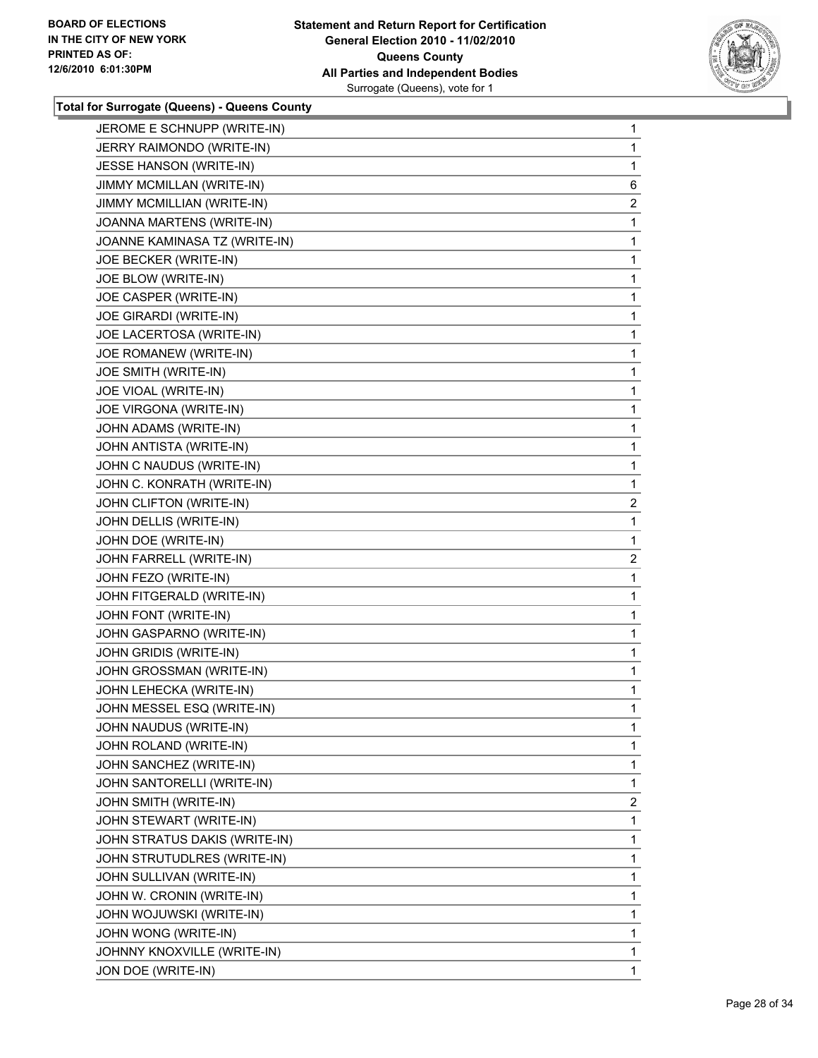**BOARD OF ELECTIONS IN THE CITY OF NEW YORK PRINTED AS OF: 12/6/2010 6:01:30PM**

**Statement and Return Report for Certification General Election 2010 - 11/02/2010 Queens County All Parties and Independent Bodies** Surrogate (Queens), vote for 1

**Total for Surrogate (Queens) - Queens County**

| | |
|---|---|
| JEROME E SCHNUPP (WRITE-IN) | 1 |
| JERRY RAIMONDO (WRITE-IN) | 1 |
| JESSE HANSON (WRITE-IN) | 1 |
| JIMMY MCMILLAN (WRITE-IN) | 6 |
| JIMMY MCMILLIAN (WRITE-IN) | 2 |
| JOANNA MARTENS (WRITE-IN) | 1 |
| JOANNE KAMINASA TZ (WRITE-IN) | 1 |
| JOE BECKER (WRITE-IN) | 1 |
| JOE BLOW (WRITE-IN) | 1 |
| JOE CASPER (WRITE-IN) | 1 |
| JOE GIRARDI (WRITE-IN) | 1 |
| JOE LACERTOSA (WRITE-IN) | 1 |
| JOE ROMANEW (WRITE-IN) | 1 |
| JOE SMITH (WRITE-IN) | 1 |
| JOE VIOAL (WRITE-IN) | 1 |
| JOE VIRGONA (WRITE-IN) | 1 |
| JOHN ADAMS (WRITE-IN) | 1 |
| JOHN ANTISTA (WRITE-IN) | 1 |
| JOHN C NAUDUS (WRITE-IN) | 1 |
| JOHN C. KONRATH (WRITE-IN) | 1 |
| JOHN CLIFTON (WRITE-IN) | 2 |
| JOHN DELLIS (WRITE-IN) | 1 |
| JOHN DOE (WRITE-IN) | 1 |
| JOHN FARRELL (WRITE-IN) | 2 |
| JOHN FEZO (WRITE-IN) | 1 |
| JOHN FITGERALD (WRITE-IN) | 1 |
| JOHN FONT (WRITE-IN) | 1 |
| JOHN GASPARNO (WRITE-IN) | 1 |
| JOHN GRIDIS (WRITE-IN) | 1 |
| JOHN GROSSMAN (WRITE-IN) | 1 |
| JOHN LEHECKA (WRITE-IN) | 1 |
| JOHN MESSEL ESQ (WRITE-IN) | 1 |
| JOHN NAUDUS (WRITE-IN) | 1 |
| JOHN ROLAND (WRITE-IN) | 1 |
| JOHN SANCHEZ (WRITE-IN) | 1 |
| JOHN SANTORELLI (WRITE-IN) | 1 |
| JOHN SMITH (WRITE-IN) | 2 |
| JOHN STEWART (WRITE-IN) | 1 |
| JOHN STRATUS DAKIS (WRITE-IN) | 1 |
| JOHN STRUTUDLRES (WRITE-IN) | 1 |
| JOHN SULLIVAN (WRITE-IN) | 1 |
| JOHN W. CRONIN (WRITE-IN) | 1 |
| JOHN WOJUWSKI (WRITE-IN) | 1 |
| JOHN WONG (WRITE-IN) | 1 |
| JOHNNY KNOXVILLE (WRITE-IN) | 1 |
| JON DOE (WRITE-IN) | 1 |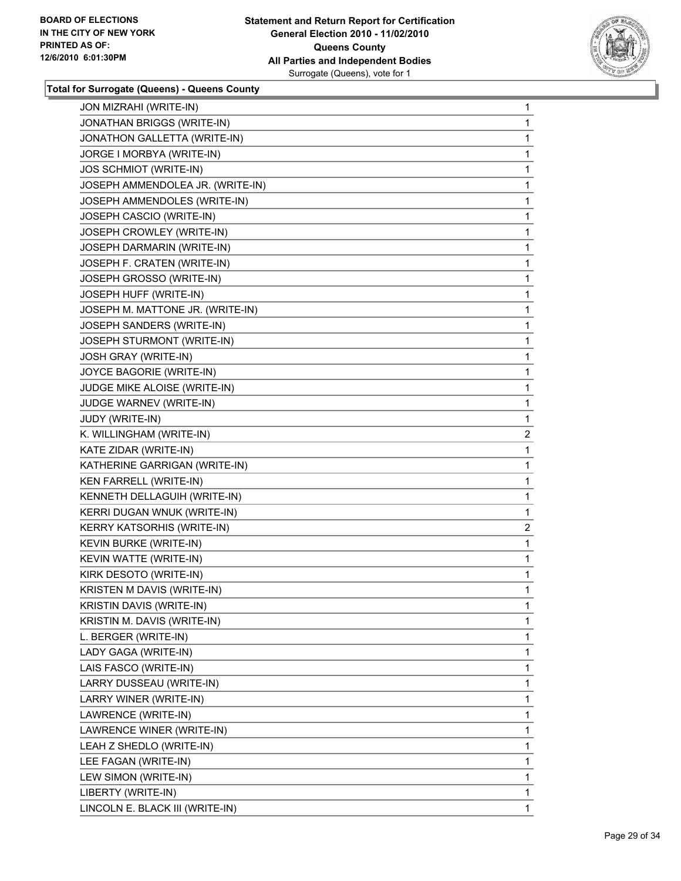**Total for Surrogate (Queens) - Queens County**

| | |
|---|---|
| JON MIZRAHI (WRITE-IN) | 1 |
| JONATHAN BRIGGS (WRITE-IN) | 1 |
| JONATHON GALLETTA (WRITE-IN) | 1 |
| JORGE I MORBYA (WRITE-IN) | 1 |
| JOS SCHMIOT (WRITE-IN) | 1 |
| JOSEPH AMMENDOLEA JR. (WRITE-IN) | 1 |
| JOSEPH AMMENDOLES (WRITE-IN) | 1 |
| JOSEPH CASCIO (WRITE-IN) | 1 |
| JOSEPH CROWLEY (WRITE-IN) | 1 |
| JOSEPH DARMARIN (WRITE-IN) | 1 |
| JOSEPH F. CRATEN (WRITE-IN) | 1 |
| JOSEPH GROSSO (WRITE-IN) | 1 |
| JOSEPH HUFF (WRITE-IN) | 1 |
| JOSEPH M. MATTONE JR. (WRITE-IN) | 1 |
| JOSEPH SANDERS (WRITE-IN) | 1 |
| JOSEPH STURMONT (WRITE-IN) | 1 |
| JOSH GRAY (WRITE-IN) | 1 |
| JOYCE BAGORIE (WRITE-IN) | 1 |
| JUDGE MIKE ALOISE (WRITE-IN) | 1 |
| JUDGE WARNEV (WRITE-IN) | 1 |
| JUDY (WRITE-IN) | 1 |
| K. WILLINGHAM (WRITE-IN) | 2 |
| KATE ZIDAR (WRITE-IN) | 1 |
| KATHERINE GARRIGAN (WRITE-IN) | 1 |
| KEN FARRELL (WRITE-IN) | 1 |
| KENNETH DELLAGUIH (WRITE-IN) | 1 |
| KERRI DUGAN WNUK (WRITE-IN) | 1 |
| KERRY KATSORHIS (WRITE-IN) | 2 |
| KEVIN BURKE (WRITE-IN) | 1 |
| KEVIN WATTE (WRITE-IN) | 1 |
| KIRK DESOTO (WRITE-IN) | 1 |
| KRISTEN M DAVIS (WRITE-IN) | 1 |
| KRISTIN DAVIS (WRITE-IN) | 1 |
| KRISTIN M. DAVIS (WRITE-IN) | 1 |
| L. BERGER (WRITE-IN) | 1 |
| LADY GAGA (WRITE-IN) | 1 |
| LAIS FASCO (WRITE-IN) | 1 |
| LARRY DUSSEAU (WRITE-IN) | 1 |
| LARRY WINER (WRITE-IN) | 1 |
| LAWRENCE (WRITE-IN) | 1 |
| LAWRENCE WINER (WRITE-IN) | 1 |
| LEAH Z SHEDLO (WRITE-IN) | 1 |
| LEE FAGAN (WRITE-IN) | 1 |
| LEW SIMON (WRITE-IN) | 1 |
| LIBERTY (WRITE-IN) | 1 |
| LINCOLN E. BLACK III (WRITE-IN) | 1 |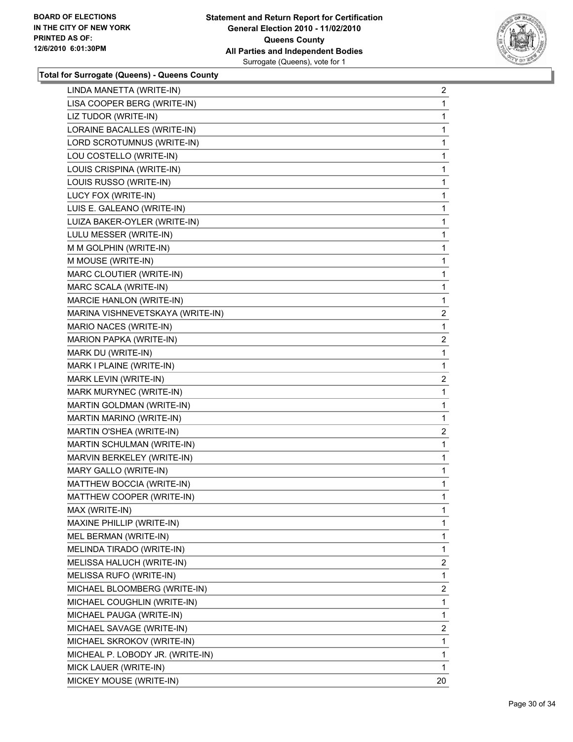**BOARD OF ELECTIONS IN THE CITY OF NEW YORK PRINTED AS OF: 12/6/2010 6:01:30PM**

**Statement and Return Report for Certification General Election 2010 - 11/02/2010 Queens County All Parties and Independent Bodies** Surrogate (Queens), vote for 1

**Total for Surrogate (Queens) - Queens County**

| | |
|---|---|
| LINDA MANETTA (WRITE-IN) | 2 |
| LISA COOPER BERG (WRITE-IN) | 1 |
| LIZ TUDOR (WRITE-IN) | 1 |
| LORAINE BACALLES (WRITE-IN) | 1 |
| LORD SCROTUMNUS (WRITE-IN) | 1 |
| LOU COSTELLO (WRITE-IN) | 1 |
| LOUIS CRISPINA (WRITE-IN) | 1 |
| LOUIS RUSSO (WRITE-IN) | 1 |
| LUCY FOX (WRITE-IN) | 1 |
| LUIS E. GALEANO (WRITE-IN) | 1 |
| LUIZA BAKER-OYLER (WRITE-IN) | 1 |
| LULU MESSER (WRITE-IN) | 1 |
| M M GOLPHIN (WRITE-IN) | 1 |
| M MOUSE (WRITE-IN) | 1 |
| MARC CLOUTIER (WRITE-IN) | 1 |
| MARC SCALA (WRITE-IN) | 1 |
| MARCIE HANLON (WRITE-IN) | 1 |
| MARINA VISHNEVETSKAYA (WRITE-IN) | 2 |
| MARIO NACES (WRITE-IN) | 1 |
| MARION PAPKA (WRITE-IN) | 2 |
| MARK DU (WRITE-IN) | 1 |
| MARK I PLAINE (WRITE-IN) | 1 |
| MARK LEVIN (WRITE-IN) | 2 |
| MARK MURYNEC (WRITE-IN) | 1 |
| MARTIN GOLDMAN (WRITE-IN) | 1 |
| MARTIN MARINO (WRITE-IN) | 1 |
| MARTIN O'SHEA (WRITE-IN) | 2 |
| MARTIN SCHULMAN (WRITE-IN) | 1 |
| MARVIN BERKELEY (WRITE-IN) | 1 |
| MARY GALLO (WRITE-IN) | 1 |
| MATTHEW BOCCIA (WRITE-IN) | 1 |
| MATTHEW COOPER (WRITE-IN) | 1 |
| MAX (WRITE-IN) | 1 |
| MAXINE PHILLIP (WRITE-IN) | 1 |
| MEL BERMAN (WRITE-IN) | 1 |
| MELINDA TIRADO (WRITE-IN) | 1 |
| MELISSA HALUCH (WRITE-IN) | 2 |
| MELISSA RUFO (WRITE-IN) | 1 |
| MICHAEL BLOOMBERG (WRITE-IN) | 2 |
| MICHAEL COUGHLIN (WRITE-IN) | 1 |
| MICHAEL PAUGA (WRITE-IN) | 1 |
| MICHAEL SAVAGE (WRITE-IN) | 2 |
| MICHAEL SKROKOV (WRITE-IN) | 1 |
| MICHEAL P. LOBODY JR. (WRITE-IN) | 1 |
| MICK LAUER (WRITE-IN) | 1 |
| MICKEY MOUSE (WRITE-IN) | 20 |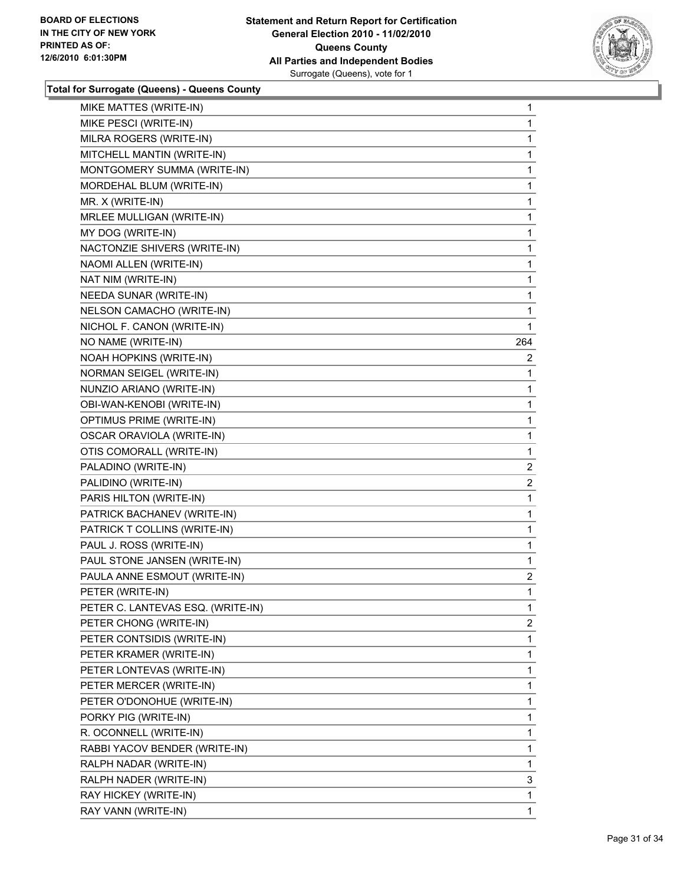**BOARD OF ELECTIONS IN THE CITY OF NEW YORK PRINTED AS OF: 12/6/2010 6:01:30PM**

**Statement and Return Report for Certification General Election 2010 - 11/02/2010 Queens County All Parties and Independent Bodies**
Surrogate (Queens), vote for 1

**Total for Surrogate (Queens) - Queens County**

| | |
|---|---|
| MIKE MATTES (WRITE-IN) | 1 |
| MIKE PESCI (WRITE-IN) | 1 |
| MILRA ROGERS (WRITE-IN) | 1 |
| MITCHELL MANTIN (WRITE-IN) | 1 |
| MONTGOMERY SUMMA (WRITE-IN) | 1 |
| MORDEHAL BLUM (WRITE-IN) | 1 |
| MR. X (WRITE-IN) | 1 |
| MRLEE MULLIGAN (WRITE-IN) | 1 |
| MY DOG (WRITE-IN) | 1 |
| NACTONZIE SHIVERS (WRITE-IN) | 1 |
| NAOMI ALLEN (WRITE-IN) | 1 |
| NAT NIM (WRITE-IN) | 1 |
| NEEDA SUNAR (WRITE-IN) | 1 |
| NELSON CAMACHO (WRITE-IN) | 1 |
| NICHOL F. CANON (WRITE-IN) | 1 |
| NO NAME (WRITE-IN) | 264 |
| NOAH HOPKINS (WRITE-IN) | 2 |
| NORMAN SEIGEL (WRITE-IN) | 1 |
| NUNZIO ARIANO (WRITE-IN) | 1 |
| OBI-WAN-KENOBI (WRITE-IN) | 1 |
| OPTIMUS PRIME (WRITE-IN) | 1 |
| OSCAR ORAVIOLA (WRITE-IN) | 1 |
| OTIS COMORALL (WRITE-IN) | 1 |
| PALADINO (WRITE-IN) | 2 |
| PALIDINO (WRITE-IN) | 2 |
| PARIS HILTON (WRITE-IN) | 1 |
| PATRICK BACHANEV (WRITE-IN) | 1 |
| PATRICK T COLLINS (WRITE-IN) | 1 |
| PAUL J. ROSS (WRITE-IN) | 1 |
| PAUL STONE JANSEN (WRITE-IN) | 1 |
| PAULA ANNE ESMOUT (WRITE-IN) | 2 |
| PETER (WRITE-IN) | 1 |
| PETER C. LANTEVAS ESQ. (WRITE-IN) | 1 |
| PETER CHONG (WRITE-IN) | 2 |
| PETER CONTSIDIS (WRITE-IN) | 1 |
| PETER KRAMER (WRITE-IN) | 1 |
| PETER LONTEVAS (WRITE-IN) | 1 |
| PETER MERCER (WRITE-IN) | 1 |
| PETER O'DONOHUE (WRITE-IN) | 1 |
| PORKY PIG (WRITE-IN) | 1 |
| R. OCONNELL (WRITE-IN) | 1 |
| RABBI YACOV BENDER (WRITE-IN) | 1 |
| RALPH NADAR (WRITE-IN) | 1 |
| RALPH NADER (WRITE-IN) | 3 |
| RAY HICKEY (WRITE-IN) | 1 |
| RAY VANN (WRITE-IN) | 1 |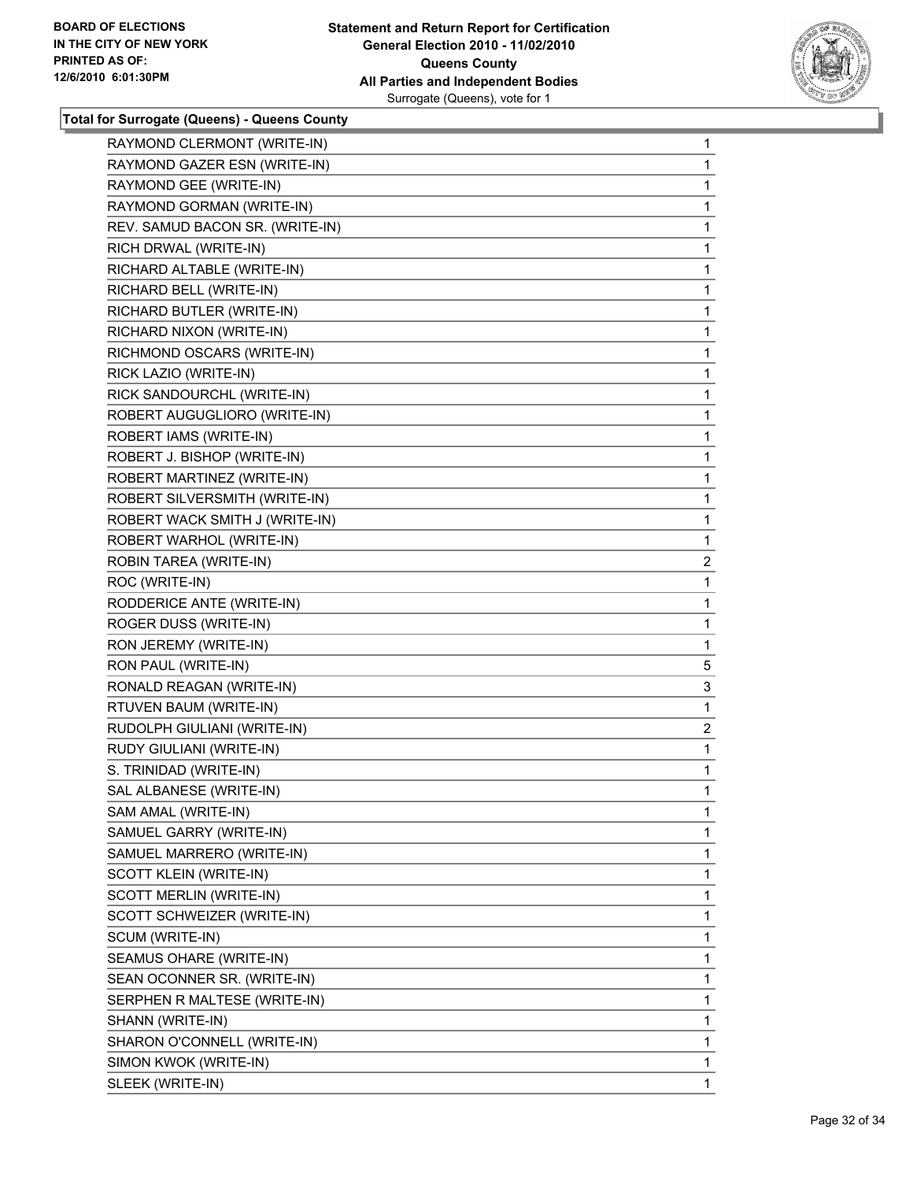**Total for Surrogate (Queens) - Queens County**

| | |
|---|---|
| RAYMOND CLERMONT (WRITE-IN) | 1 |
| RAYMOND GAZER ESN (WRITE-IN) | 1 |
| RAYMOND GEE (WRITE-IN) | 1 |
| RAYMOND GORMAN (WRITE-IN) | 1 |
| REV. SAMUD BACON SR. (WRITE-IN) | 1 |
| RICH DRWAL (WRITE-IN) | 1 |
| RICHARD ALTABLE (WRITE-IN) | 1 |
| RICHARD BELL (WRITE-IN) | 1 |
| RICHARD BUTLER (WRITE-IN) | 1 |
| RICHARD NIXON (WRITE-IN) | 1 |
| RICHMOND OSCARS (WRITE-IN) | 1 |
| RICK LAZIO (WRITE-IN) | 1 |
| RICK SANDOURCHL (WRITE-IN) | 1 |
| ROBERT AUGUGLIORO (WRITE-IN) | 1 |
| ROBERT IAMS (WRITE-IN) | 1 |
| ROBERT J. BISHOP (WRITE-IN) | 1 |
| ROBERT MARTINEZ (WRITE-IN) | 1 |
| ROBERT SILVERSMITH (WRITE-IN) | 1 |
| ROBERT WACK SMITH J (WRITE-IN) | 1 |
| ROBERT WARHOL (WRITE-IN) | 1 |
| ROBIN TAREA (WRITE-IN) | 2 |
| ROC (WRITE-IN) | 1 |
| RODDERICE ANTE (WRITE-IN) | 1 |
| ROGER DUSS (WRITE-IN) | 1 |
| RON JEREMY (WRITE-IN) | 1 |
| RON PAUL (WRITE-IN) | 5 |
| RONALD REAGAN (WRITE-IN) | 3 |
| RTUVEN BAUM (WRITE-IN) | 1 |
| RUDOLPH GIULIANI (WRITE-IN) | 2 |
| RUDY GIULIANI (WRITE-IN) | 1 |
| S. TRINIDAD (WRITE-IN) | 1 |
| SAL ALBANESE (WRITE-IN) | 1 |
| SAM AMAL (WRITE-IN) | 1 |
| SAMUEL GARRY (WRITE-IN) | 1 |
| SAMUEL MARRERO (WRITE-IN) | 1 |
| SCOTT KLEIN (WRITE-IN) | 1 |
| SCOTT MERLIN (WRITE-IN) | 1 |
| SCOTT SCHWEIZER (WRITE-IN) | 1 |
| SCUM (WRITE-IN) | 1 |
| SEAMUS OHARE (WRITE-IN) | 1 |
| SEAN OCONNER SR. (WRITE-IN) | 1 |
| SERPHEN R MALTESE (WRITE-IN) | 1 |
| SHANN (WRITE-IN) | 1 |
| SHARON O'CONNELL (WRITE-IN) | 1 |
| SIMON KWOK (WRITE-IN) | 1 |
| SLEEK (WRITE-IN) | 1 |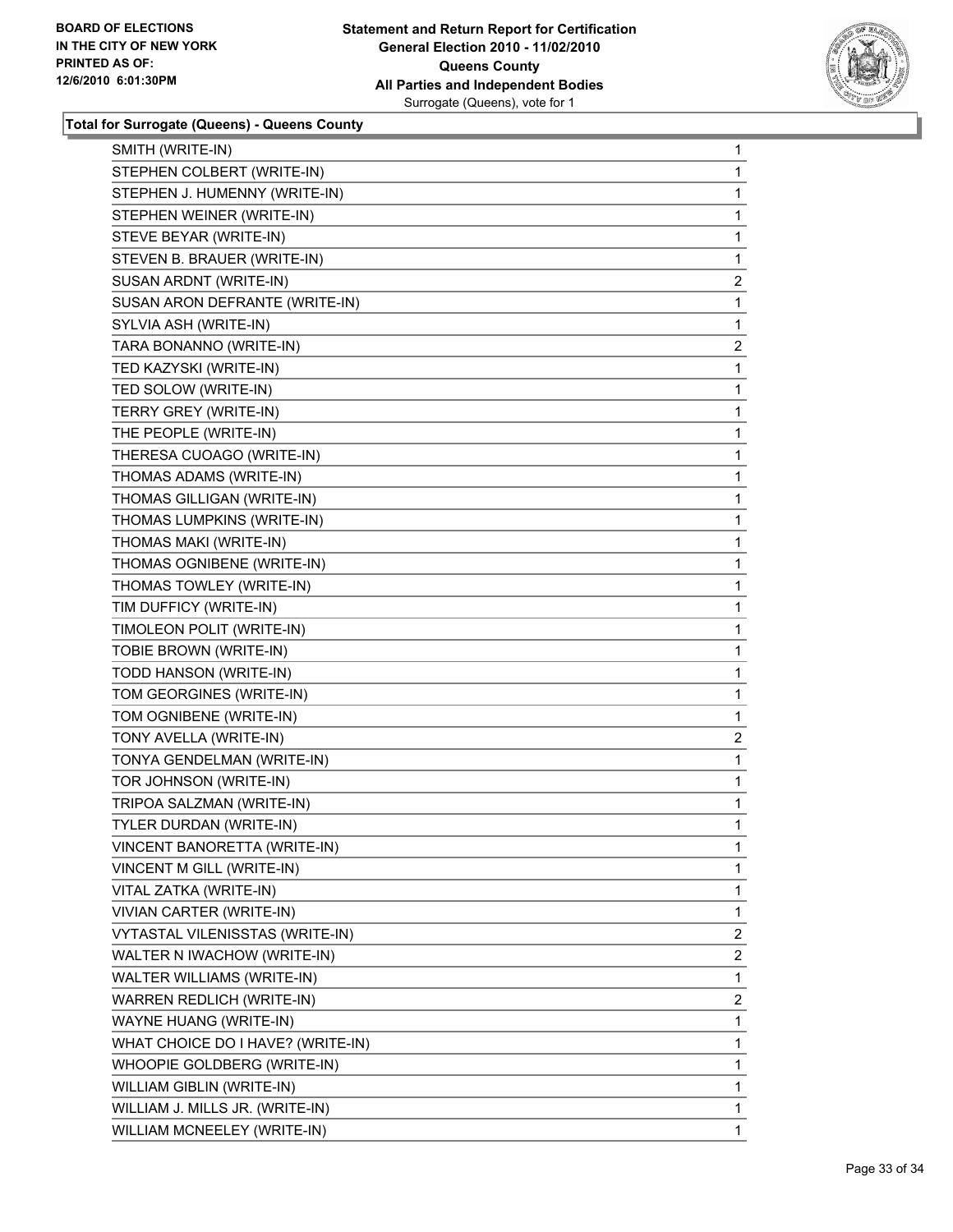**Total for Surrogate (Queens) - Queens County**

| | |
|---|---|
| SMITH (WRITE-IN) | 1 |
| STEPHEN COLBERT (WRITE-IN) | 1 |
| STEPHEN J. HUMENNY (WRITE-IN) | 1 |
| STEPHEN WEINER (WRITE-IN) | 1 |
| STEVE BEYAR (WRITE-IN) | 1 |
| STEVEN B. BRAUER (WRITE-IN) | 1 |
| SUSAN ARDNT (WRITE-IN) | 2 |
| SUSAN ARON DEFRANTE (WRITE-IN) | 1 |
| SYLVIA ASH (WRITE-IN) | 1 |
| TARA BONANNO (WRITE-IN) | 2 |
| TED KAZYSKI (WRITE-IN) | 1 |
| TED SOLOW (WRITE-IN) | 1 |
| TERRY GREY (WRITE-IN) | 1 |
| THE PEOPLE (WRITE-IN) | 1 |
| THERESA CUOAGO (WRITE-IN) | 1 |
| THOMAS ADAMS (WRITE-IN) | 1 |
| THOMAS GILLIGAN (WRITE-IN) | 1 |
| THOMAS LUMPKINS (WRITE-IN) | 1 |
| THOMAS MAKI (WRITE-IN) | 1 |
| THOMAS OGNIBENE (WRITE-IN) | 1 |
| THOMAS TOWLEY (WRITE-IN) | 1 |
| TIM DUFFICY (WRITE-IN) | 1 |
| TIMOLEON POLIT (WRITE-IN) | 1 |
| TOBIE BROWN (WRITE-IN) | 1 |
| TODD HANSON (WRITE-IN) | 1 |
| TOM GEORGINES (WRITE-IN) | 1 |
| TOM OGNIBENE (WRITE-IN) | 1 |
| TONY AVELLA (WRITE-IN) | 2 |
| TONYA GENDELMAN (WRITE-IN) | 1 |
| TOR JOHNSON (WRITE-IN) | 1 |
| TRIPOA SALZMAN (WRITE-IN) | 1 |
| TYLER DURDAN (WRITE-IN) | 1 |
| VINCENT BANORETTA (WRITE-IN) | 1 |
| VINCENT M GILL (WRITE-IN) | 1 |
| VITAL ZATKA (WRITE-IN) | 1 |
| VIVIAN CARTER (WRITE-IN) | 1 |
| VYTASTAL VILENISSTAS (WRITE-IN) | 2 |
| WALTER N IWACHOW (WRITE-IN) | 2 |
| WALTER WILLIAMS (WRITE-IN) | 1 |
| WARREN REDLICH (WRITE-IN) | 2 |
| WAYNE HUANG (WRITE-IN) | 1 |
| WHAT CHOICE DO I HAVE? (WRITE-IN) | 1 |
| WHOOPIE GOLDBERG (WRITE-IN) | 1 |
| WILLIAM GIBLIN (WRITE-IN) | 1 |
| WILLIAM J. MILLS JR. (WRITE-IN) | 1 |
| WILLIAM MCNEELEY (WRITE-IN) | 1 |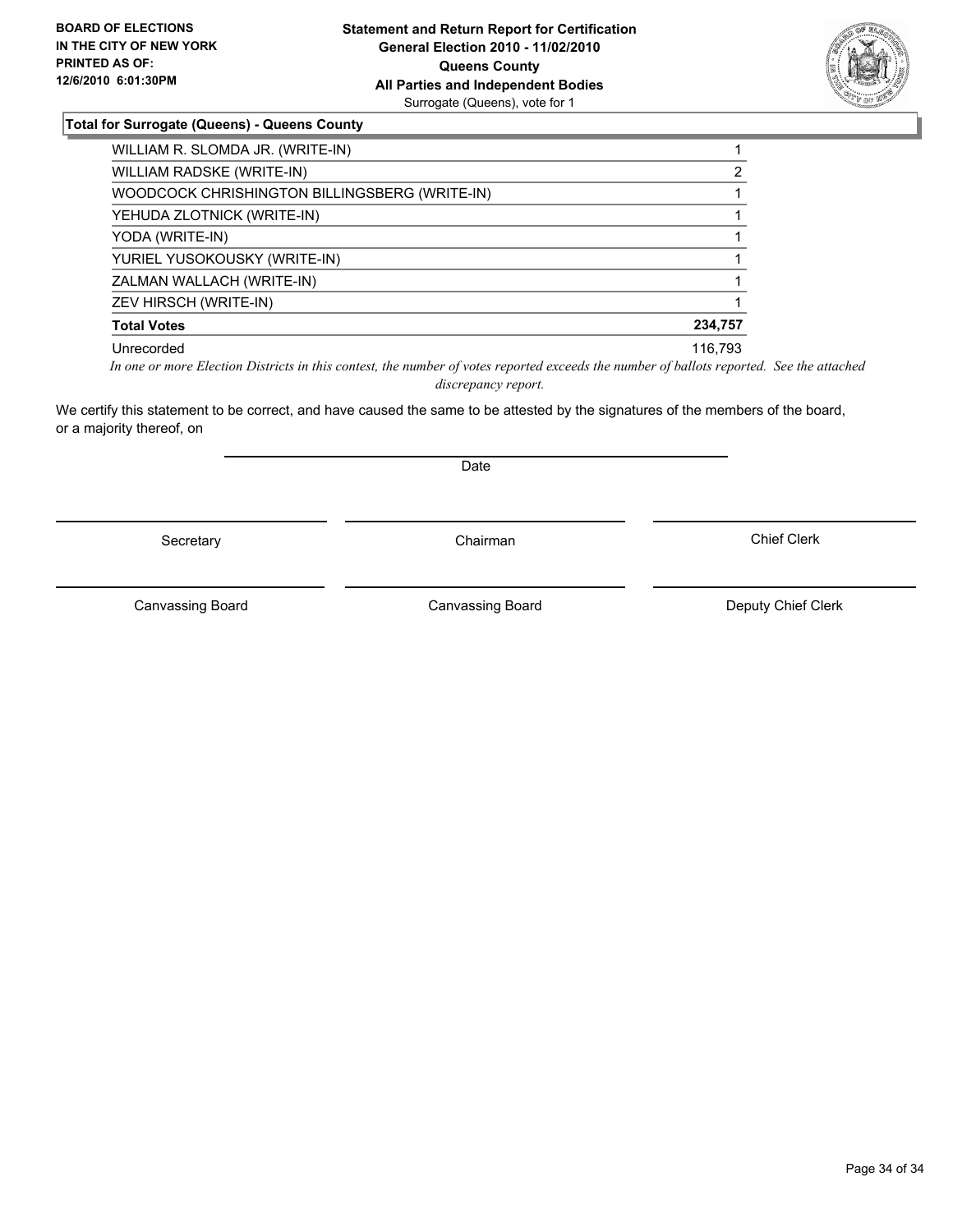**Total for Surrogate (Queens) - Queens County**

| | |
|---|---|
| WILLIAM R. SLOMDA JR. (WRITE-IN) | 1 |
| WILLIAM RADSKE (WRITE-IN) | 2 |
| WOODCOCK CHRISHINGTON BILLINGSBERG (WRITE-IN) | 1 |
| YEHUDA ZLOTNICK (WRITE-IN) | 1 |
| YODA (WRITE-IN) | 1 |
| YURIEL YUSOKOUSKY (WRITE-IN) | 1 |
| ZALMAN WALLACH (WRITE-IN) | 1 |
| ZEV HIRSCH (WRITE-IN) | 1 |
| **Total Votes** | **234,757** |
| Unrecorded | 116,793 |

*In one or more Election Districts in this contest, the number of votes reported exceeds the number of ballots reported. See the attached discrepancy report.*

We certify this statement to be correct, and have caused the same to be attested by the signatures of the members of the board, or a majority thereof, on

Date

Secretary

Chairman

Chief Clerk

Canvassing Board

Canvassing Board

Deputy Chief Clerk